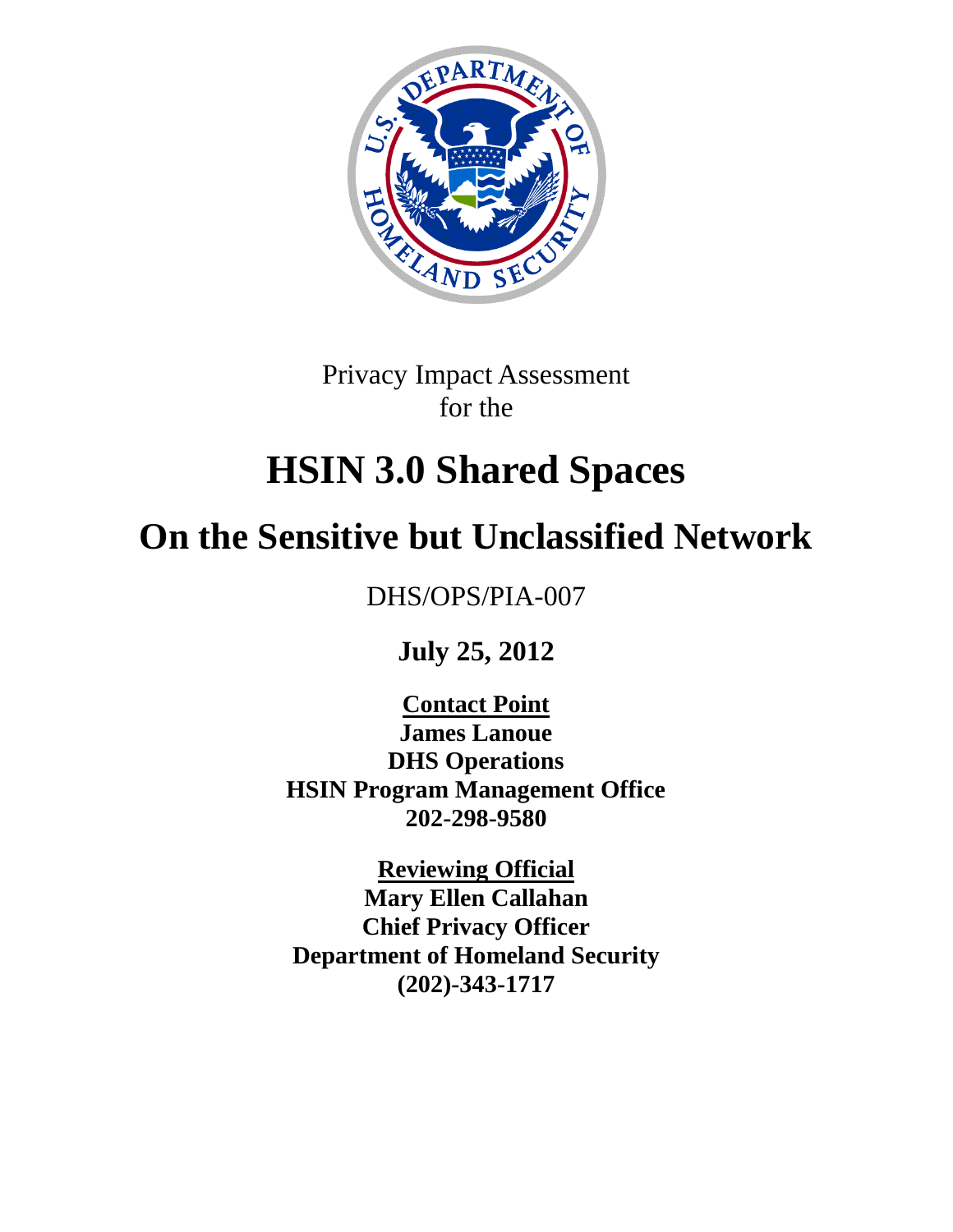Privacy Impact Assessment
for the

# HSIN 3.0 Shared Spaces

# On the Sensitive but Unclassified Network

DHS/OPS/PIA-007

**July 25, 2012**

**Contact Point**
**James Lanoue**
**DHS Operations**
**HSIN Program Management Office**
**202-298-9580**

**Reviewing Official**
**Mary Ellen Callahan**
**Chief Privacy Officer**
**Department of Homeland Security**
**(202)-343-1717**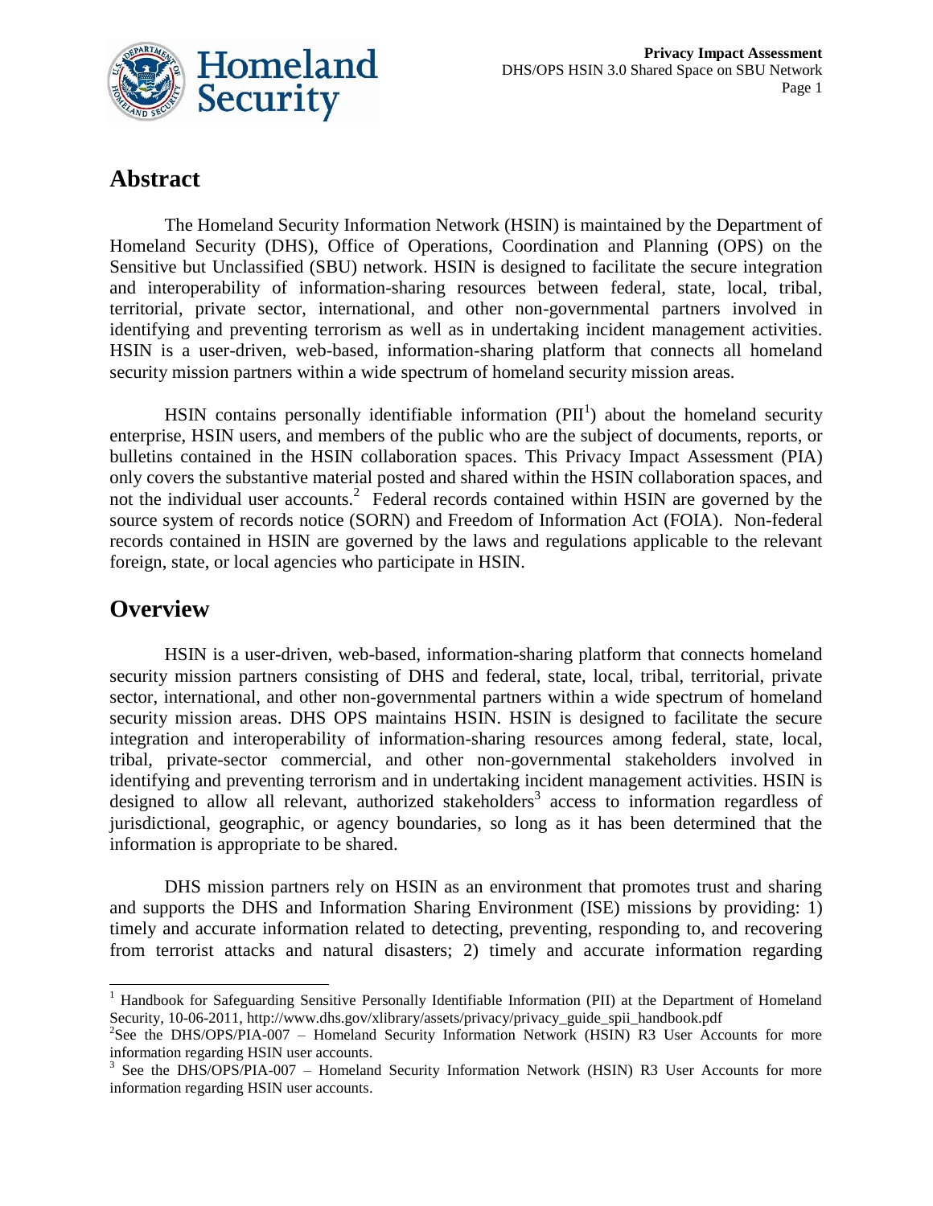## Abstract

The Homeland Security Information Network (HSIN) is maintained by the Department of Homeland Security (DHS), Office of Operations, Coordination and Planning (OPS) on the Sensitive but Unclassified (SBU) network. HSIN is designed to facilitate the secure integration and interoperability of information-sharing resources between federal, state, local, tribal, territorial, private sector, international, and other non-governmental partners involved in identifying and preventing terrorism as well as in undertaking incident management activities. HSIN is a user-driven, web-based, information-sharing platform that connects all homeland security mission partners within a wide spectrum of homeland security mission areas.

HSIN contains personally identifiable information (PII[1]) about the homeland security enterprise, HSIN users, and members of the public who are the subject of documents, reports, or bulletins contained in the HSIN collaboration spaces. This Privacy Impact Assessment (PIA) only covers the substantive material posted and shared within the HSIN collaboration spaces, and not the individual user accounts.[2] Federal records contained within HSIN are governed by the source system of records notice (SORN) and Freedom of Information Act (FOIA). Non-federal records contained in HSIN are governed by the laws and regulations applicable to the relevant foreign, state, or local agencies who participate in HSIN.

## Overview

HSIN is a user-driven, web-based, information-sharing platform that connects homeland security mission partners consisting of DHS and federal, state, local, tribal, territorial, private sector, international, and other non-governmental partners within a wide spectrum of homeland security mission areas. DHS OPS maintains HSIN. HSIN is designed to facilitate the secure integration and interoperability of information-sharing resources among federal, state, local, tribal, private-sector commercial, and other non-governmental stakeholders involved in identifying and preventing terrorism and in undertaking incident management activities. HSIN is designed to allow all relevant, authorized stakeholders[3] access to information regardless of jurisdictional, geographic, or agency boundaries, so long as it has been determined that the information is appropriate to be shared.

DHS mission partners rely on HSIN as an environment that promotes trust and sharing and supports the DHS and Information Sharing Environment (ISE) missions by providing: 1) timely and accurate information related to detecting, preventing, responding to, and recovering from terrorist attacks and natural disasters; 2) timely and accurate information regarding

---

[1] Handbook for Safeguarding Sensitive Personally Identifiable Information (PII) at the Department of Homeland Security, 10-06-2011, http://www.dhs.gov/xlibrary/assets/privacy/privacy_guide_spii_handbook.pdf

[2] See the DHS/OPS/PIA-007 – Homeland Security Information Network (HSIN) R3 User Accounts for more information regarding HSIN user accounts.

[3] See the DHS/OPS/PIA-007 – Homeland Security Information Network (HSIN) R3 User Accounts for more information regarding HSIN user accounts.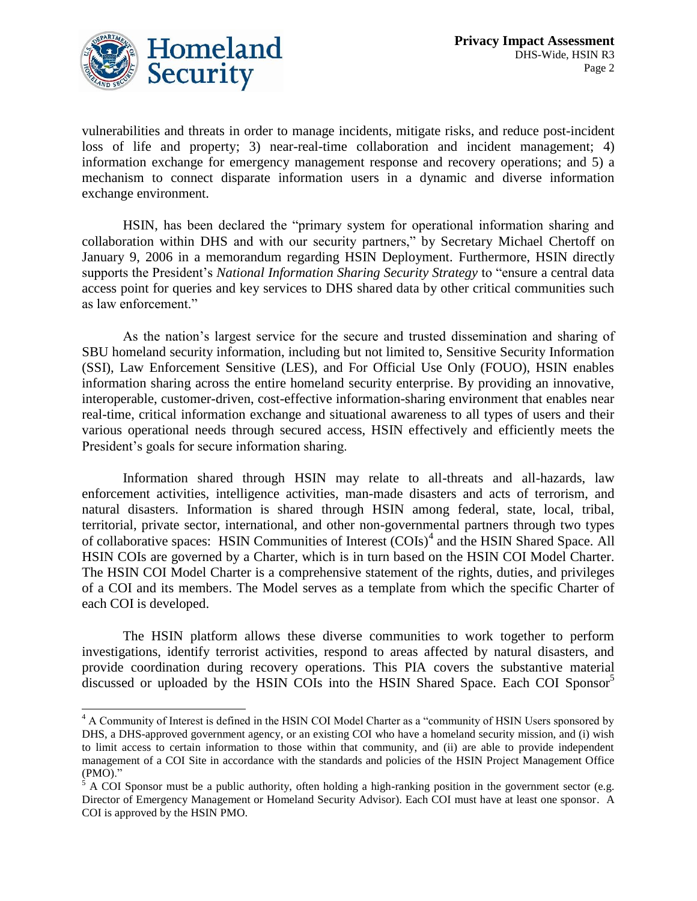vulnerabilities and threats in order to manage incidents, mitigate risks, and reduce post-incident loss of life and property; 3) near-real-time collaboration and incident management; 4) information exchange for emergency management response and recovery operations; and 5) a mechanism to connect disparate information users in a dynamic and diverse information exchange environment.

HSIN, has been declared the "primary system for operational information sharing and collaboration within DHS and with our security partners," by Secretary Michael Chertoff on January 9, 2006 in a memorandum regarding HSIN Deployment. Furthermore, HSIN directly supports the President's *National Information Sharing Security Strategy* to "ensure a central data access point for queries and key services to DHS shared data by other critical communities such as law enforcement."

As the nation's largest service for the secure and trusted dissemination and sharing of SBU homeland security information, including but not limited to, Sensitive Security Information (SSI), Law Enforcement Sensitive (LES), and For Official Use Only (FOUO), HSIN enables information sharing across the entire homeland security enterprise. By providing an innovative, interoperable, customer-driven, cost-effective information-sharing environment that enables near real-time, critical information exchange and situational awareness to all types of users and their various operational needs through secured access, HSIN effectively and efficiently meets the President's goals for secure information sharing.

Information shared through HSIN may relate to all-threats and all-hazards, law enforcement activities, intelligence activities, man-made disasters and acts of terrorism, and natural disasters. Information is shared through HSIN among federal, state, local, tribal, territorial, private sector, international, and other non-governmental partners through two types of collaborative spaces: HSIN Communities of Interest (COIs)[4] and the HSIN Shared Space. All HSIN COIs are governed by a Charter, which is in turn based on the HSIN COI Model Charter. The HSIN COI Model Charter is a comprehensive statement of the rights, duties, and privileges of a COI and its members. The Model serves as a template from which the specific Charter of each COI is developed.

The HSIN platform allows these diverse communities to work together to perform investigations, identify terrorist activities, respond to areas affected by natural disasters, and provide coordination during recovery operations. This PIA covers the substantive material discussed or uploaded by the HSIN COIs into the HSIN Shared Space. Each COI Sponsor[5]

---

[4] A Community of Interest is defined in the HSIN COI Model Charter as a "community of HSIN Users sponsored by DHS, a DHS-approved government agency, or an existing COI who have a homeland security mission, and (i) wish to limit access to certain information to those within that community, and (ii) are able to provide independent management of a COI Site in accordance with the standards and policies of the HSIN Project Management Office (PMO)."

[5] A COI Sponsor must be a public authority, often holding a high-ranking position in the government sector (e.g. Director of Emergency Management or Homeland Security Advisor). Each COI must have at least one sponsor. A COI is approved by the HSIN PMO.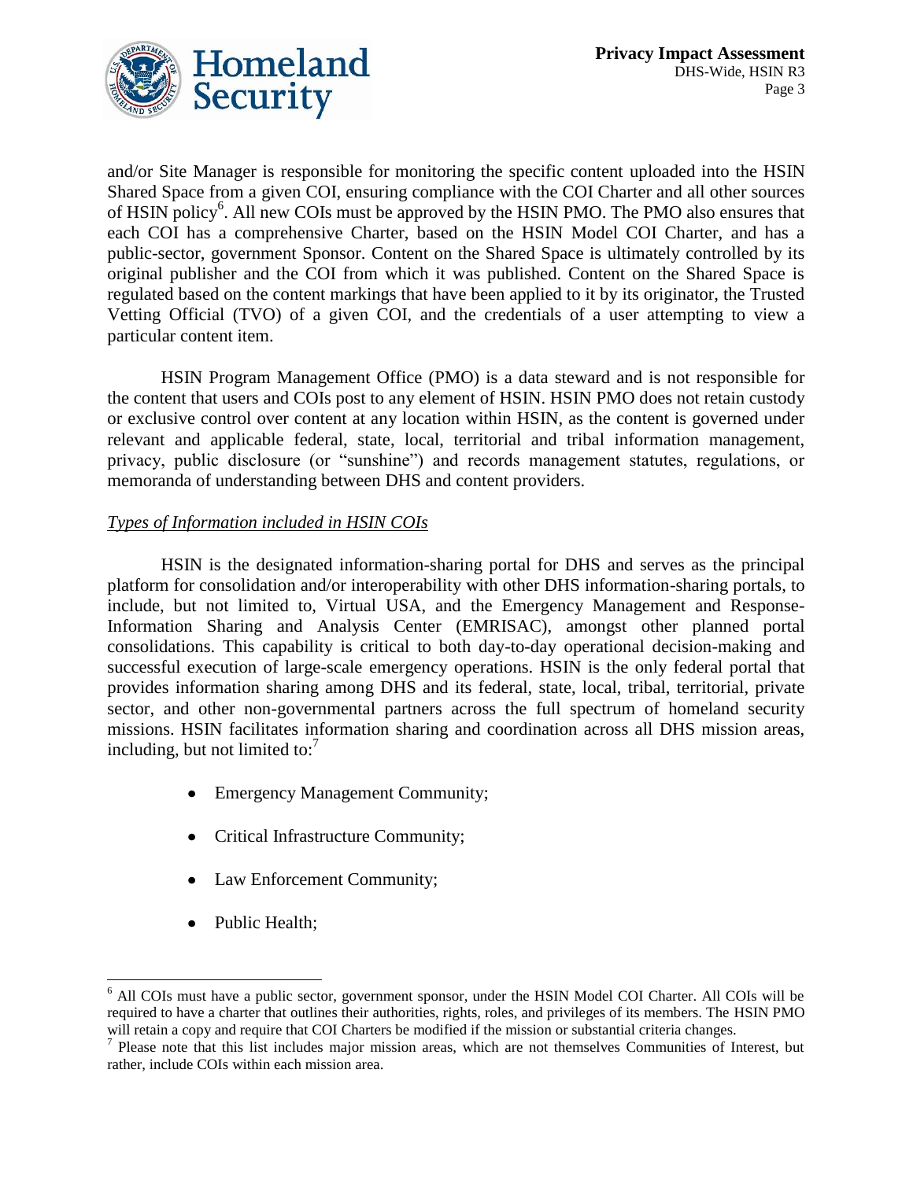and/or Site Manager is responsible for monitoring the specific content uploaded into the HSIN Shared Space from a given COI, ensuring compliance with the COI Charter and all other sources of HSIN policy[6]. All new COIs must be approved by the HSIN PMO. The PMO also ensures that each COI has a comprehensive Charter, based on the HSIN Model COI Charter, and has a public-sector, government Sponsor. Content on the Shared Space is ultimately controlled by its original publisher and the COI from which it was published. Content on the Shared Space is regulated based on the content markings that have been applied to it by its originator, the Trusted Vetting Official (TVO) of a given COI, and the credentials of a user attempting to view a particular content item.

HSIN Program Management Office (PMO) is a data steward and is not responsible for the content that users and COIs post to any element of HSIN. HSIN PMO does not retain custody or exclusive control over content at any location within HSIN, as the content is governed under relevant and applicable federal, state, local, territorial and tribal information management, privacy, public disclosure (or "sunshine") and records management statutes, regulations, or memoranda of understanding between DHS and content providers.

*Types of Information included in HSIN COIs*

HSIN is the designated information-sharing portal for DHS and serves as the principal platform for consolidation and/or interoperability with other DHS information-sharing portals, to include, but not limited to, Virtual USA, and the Emergency Management and Response-Information Sharing and Analysis Center (EMRISAC), amongst other planned portal consolidations. This capability is critical to both day-to-day operational decision-making and successful execution of large-scale emergency operations. HSIN is the only federal portal that provides information sharing among DHS and its federal, state, local, tribal, territorial, private sector, and other non-governmental partners across the full spectrum of homeland security missions. HSIN facilitates information sharing and coordination across all DHS mission areas, including, but not limited to:[7]

- Emergency Management Community;
- Critical Infrastructure Community;
- Law Enforcement Community;
- Public Health;

[6] All COIs must have a public sector, government sponsor, under the HSIN Model COI Charter. All COIs will be required to have a charter that outlines their authorities, rights, roles, and privileges of its members. The HSIN PMO will retain a copy and require that COI Charters be modified if the mission or substantial criteria changes.

[7] Please note that this list includes major mission areas, which are not themselves Communities of Interest, but rather, include COIs within each mission area.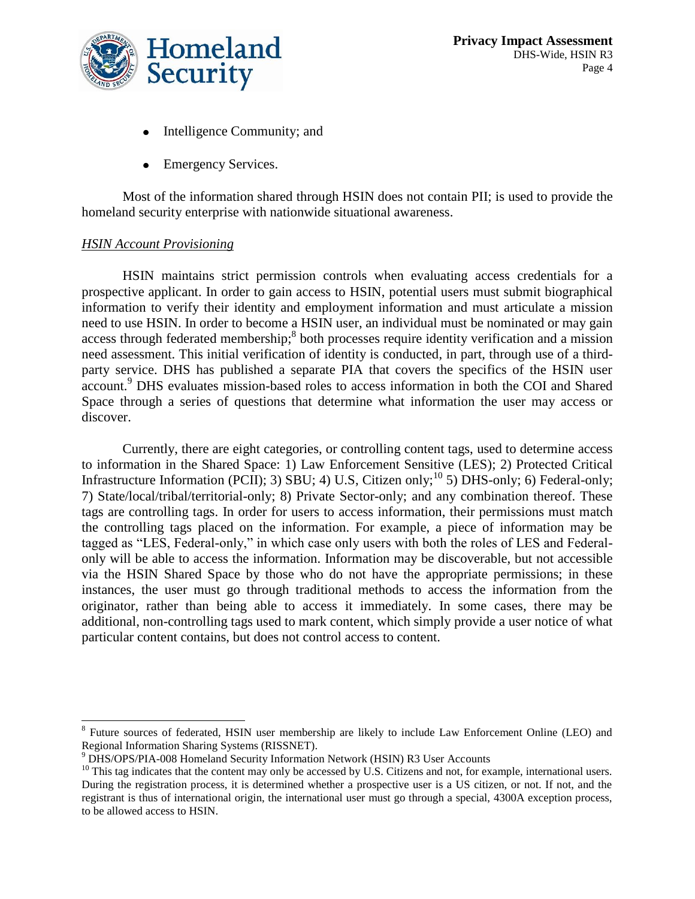- Intelligence Community; and
- Emergency Services.

Most of the information shared through HSIN does not contain PII; is used to provide the homeland security enterprise with nationwide situational awareness.

*HSIN Account Provisioning*

HSIN maintains strict permission controls when evaluating access credentials for a prospective applicant. In order to gain access to HSIN, potential users must submit biographical information to verify their identity and employment information and must articulate a mission need to use HSIN. In order to become a HSIN user, an individual must be nominated or may gain access through federated membership;[8] both processes require identity verification and a mission need assessment. This initial verification of identity is conducted, in part, through use of a third-party service. DHS has published a separate PIA that covers the specifics of the HSIN user account.[9] DHS evaluates mission-based roles to access information in both the COI and Shared Space through a series of questions that determine what information the user may access or discover.

Currently, there are eight categories, or controlling content tags, used to determine access to information in the Shared Space: 1) Law Enforcement Sensitive (LES); 2) Protected Critical Infrastructure Information (PCII); 3) SBU; 4) U.S, Citizen only;[10] 5) DHS-only; 6) Federal-only; 7) State/local/tribal/territorial-only; 8) Private Sector-only; and any combination thereof. These tags are controlling tags. In order for users to access information, their permissions must match the controlling tags placed on the information. For example, a piece of information may be tagged as "LES, Federal-only," in which case only users with both the roles of LES and Federal-only will be able to access the information. Information may be discoverable, but not accessible via the HSIN Shared Space by those who do not have the appropriate permissions; in these instances, the user must go through traditional methods to access the information from the originator, rather than being able to access it immediately. In some cases, there may be additional, non-controlling tags used to mark content, which simply provide a user notice of what particular content contains, but does not control access to content.

---

[8] Future sources of federated, HSIN user membership are likely to include Law Enforcement Online (LEO) and Regional Information Sharing Systems (RISSNET).

[9] DHS/OPS/PIA-008 Homeland Security Information Network (HSIN) R3 User Accounts

[10] This tag indicates that the content may only be accessed by U.S. Citizens and not, for example, international users. During the registration process, it is determined whether a prospective user is a US citizen, or not. If not, and the registrant is thus of international origin, the international user must go through a special, 4300A exception process, to be allowed access to HSIN.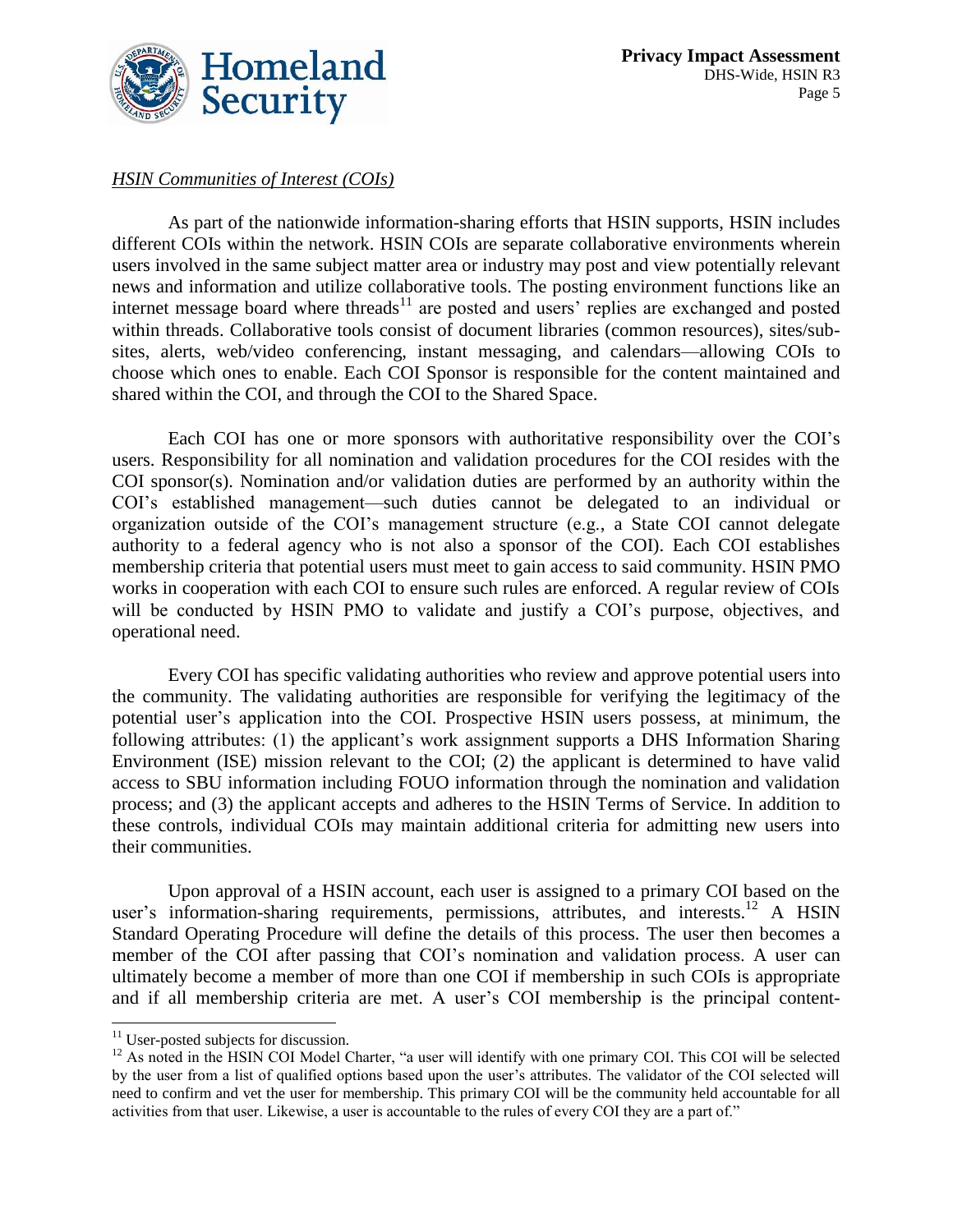*HSIN Communities of Interest (COIs)*

As part of the nationwide information-sharing efforts that HSIN supports, HSIN includes different COIs within the network. HSIN COIs are separate collaborative environments wherein users involved in the same subject matter area or industry may post and view potentially relevant news and information and utilize collaborative tools. The posting environment functions like an internet message board where threads[11] are posted and users' replies are exchanged and posted within threads. Collaborative tools consist of document libraries (common resources), sites/sub-sites, alerts, web/video conferencing, instant messaging, and calendars—allowing COIs to choose which ones to enable. Each COI Sponsor is responsible for the content maintained and shared within the COI, and through the COI to the Shared Space.

Each COI has one or more sponsors with authoritative responsibility over the COI's users. Responsibility for all nomination and validation procedures for the COI resides with the COI sponsor(s). Nomination and/or validation duties are performed by an authority within the COI's established management—such duties cannot be delegated to an individual or organization outside of the COI's management structure (e.g., a State COI cannot delegate authority to a federal agency who is not also a sponsor of the COI). Each COI establishes membership criteria that potential users must meet to gain access to said community. HSIN PMO works in cooperation with each COI to ensure such rules are enforced. A regular review of COIs will be conducted by HSIN PMO to validate and justify a COI's purpose, objectives, and operational need.

Every COI has specific validating authorities who review and approve potential users into the community. The validating authorities are responsible for verifying the legitimacy of the potential user's application into the COI. Prospective HSIN users possess, at minimum, the following attributes: (1) the applicant's work assignment supports a DHS Information Sharing Environment (ISE) mission relevant to the COI; (2) the applicant is determined to have valid access to SBU information including FOUO information through the nomination and validation process; and (3) the applicant accepts and adheres to the HSIN Terms of Service. In addition to these controls, individual COIs may maintain additional criteria for admitting new users into their communities.

Upon approval of a HSIN account, each user is assigned to a primary COI based on the user's information-sharing requirements, permissions, attributes, and interests.[12] A HSIN Standard Operating Procedure will define the details of this process. The user then becomes a member of the COI after passing that COI's nomination and validation process. A user can ultimately become a member of more than one COI if membership in such COIs is appropriate and if all membership criteria are met. A user's COI membership is the principal content-

---

[11] User-posted subjects for discussion.

[12] As noted in the HSIN COI Model Charter, "a user will identify with one primary COI. This COI will be selected by the user from a list of qualified options based upon the user's attributes. The validator of the COI selected will need to confirm and vet the user for membership. This primary COI will be the community held accountable for all activities from that user. Likewise, a user is accountable to the rules of every COI they are a part of."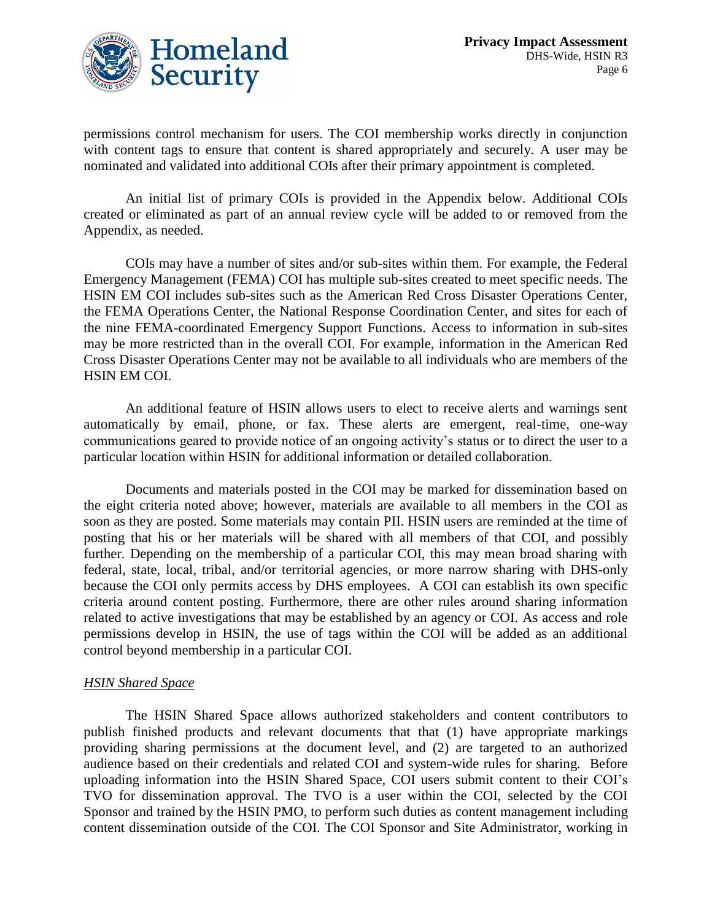permissions control mechanism for users. The COI membership works directly in conjunction with content tags to ensure that content is shared appropriately and securely. A user may be nominated and validated into additional COIs after their primary appointment is completed.

An initial list of primary COIs is provided in the Appendix below. Additional COIs created or eliminated as part of an annual review cycle will be added to or removed from the Appendix, as needed.

COIs may have a number of sites and/or sub-sites within them. For example, the Federal Emergency Management (FEMA) COI has multiple sub-sites created to meet specific needs. The HSIN EM COI includes sub-sites such as the American Red Cross Disaster Operations Center, the FEMA Operations Center, the National Response Coordination Center, and sites for each of the nine FEMA-coordinated Emergency Support Functions. Access to information in sub-sites may be more restricted than in the overall COI. For example, information in the American Red Cross Disaster Operations Center may not be available to all individuals who are members of the HSIN EM COI.

An additional feature of HSIN allows users to elect to receive alerts and warnings sent automatically by email, phone, or fax. These alerts are emergent, real-time, one-way communications geared to provide notice of an ongoing activity's status or to direct the user to a particular location within HSIN for additional information or detailed collaboration.

Documents and materials posted in the COI may be marked for dissemination based on the eight criteria noted above; however, materials are available to all members in the COI as soon as they are posted. Some materials may contain PII. HSIN users are reminded at the time of posting that his or her materials will be shared with all members of that COI, and possibly further. Depending on the membership of a particular COI, this may mean broad sharing with federal, state, local, tribal, and/or territorial agencies, or more narrow sharing with DHS-only because the COI only permits access by DHS employees. A COI can establish its own specific criteria around content posting. Furthermore, there are other rules around sharing information related to active investigations that may be established by an agency or COI. As access and role permissions develop in HSIN, the use of tags within the COI will be added as an additional control beyond membership in a particular COI.

*HSIN Shared Space*

The HSIN Shared Space allows authorized stakeholders and content contributors to publish finished products and relevant documents that that (1) have appropriate markings providing sharing permissions at the document level, and (2) are targeted to an authorized audience based on their credentials and related COI and system-wide rules for sharing. Before uploading information into the HSIN Shared Space, COI users submit content to their COI's TVO for dissemination approval. The TVO is a user within the COI, selected by the COI Sponsor and trained by the HSIN PMO, to perform such duties as content management including content dissemination outside of the COI. The COI Sponsor and Site Administrator, working in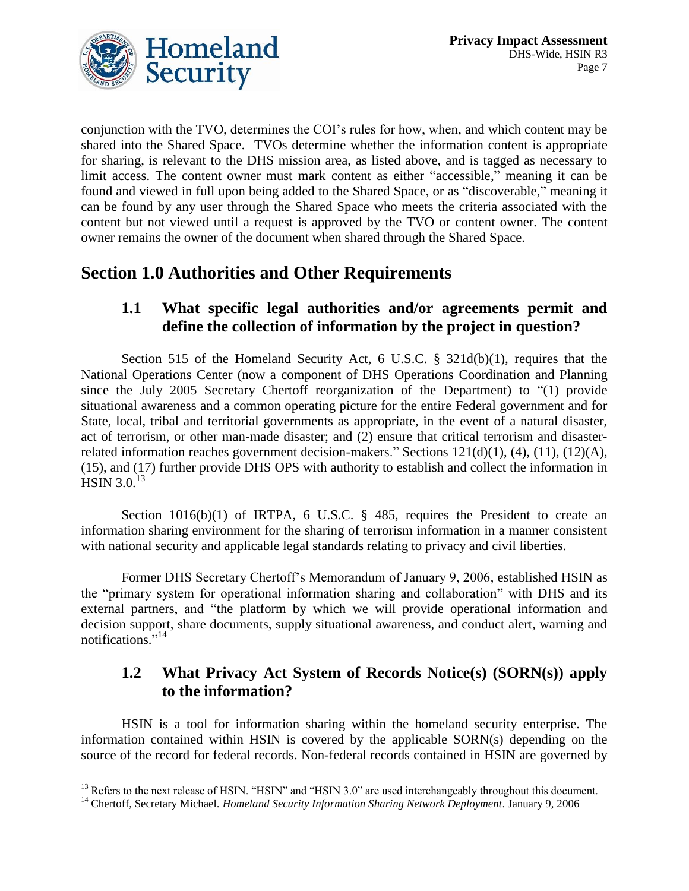conjunction with the TVO, determines the COI's rules for how, when, and which content may be shared into the Shared Space. TVOs determine whether the information content is appropriate for sharing, is relevant to the DHS mission area, as listed above, and is tagged as necessary to limit access. The content owner must mark content as either "accessible," meaning it can be found and viewed in full upon being added to the Shared Space, or as "discoverable," meaning it can be found by any user through the Shared Space who meets the criteria associated with the content but not viewed until a request is approved by the TVO or content owner. The content owner remains the owner of the document when shared through the Shared Space.

# Section 1.0 Authorities and Other Requirements

## 1.1 What specific legal authorities and/or agreements permit and define the collection of information by the project in question?

Section 515 of the Homeland Security Act, 6 U.S.C. § 321d(b)(1), requires that the National Operations Center (now a component of DHS Operations Coordination and Planning since the July 2005 Secretary Chertoff reorganization of the Department) to "(1) provide situational awareness and a common operating picture for the entire Federal government and for State, local, tribal and territorial governments as appropriate, in the event of a natural disaster, act of terrorism, or other man-made disaster; and (2) ensure that critical terrorism and disaster-related information reaches government decision-makers." Sections 121(d)(1), (4), (11), (12)(A), (15), and (17) further provide DHS OPS with authority to establish and collect the information in HSIN 3.0.[13]

Section 1016(b)(1) of IRTPA, 6 U.S.C. § 485, requires the President to create an information sharing environment for the sharing of terrorism information in a manner consistent with national security and applicable legal standards relating to privacy and civil liberties.

Former DHS Secretary Chertoff's Memorandum of January 9, 2006, established HSIN as the "primary system for operational information sharing and collaboration" with DHS and its external partners, and "the platform by which we will provide operational information and decision support, share documents, supply situational awareness, and conduct alert, warning and notifications."[14]

## 1.2 What Privacy Act System of Records Notice(s) (SORN(s)) apply to the information?

HSIN is a tool for information sharing within the homeland security enterprise. The information contained within HSIN is covered by the applicable SORN(s) depending on the source of the record for federal records. Non-federal records contained in HSIN are governed by

---

[13] Refers to the next release of HSIN. "HSIN" and "HSIN 3.0" are used interchangeably throughout this document.

[14] Chertoff, Secretary Michael. *Homeland Security Information Sharing Network Deployment*. January 9, 2006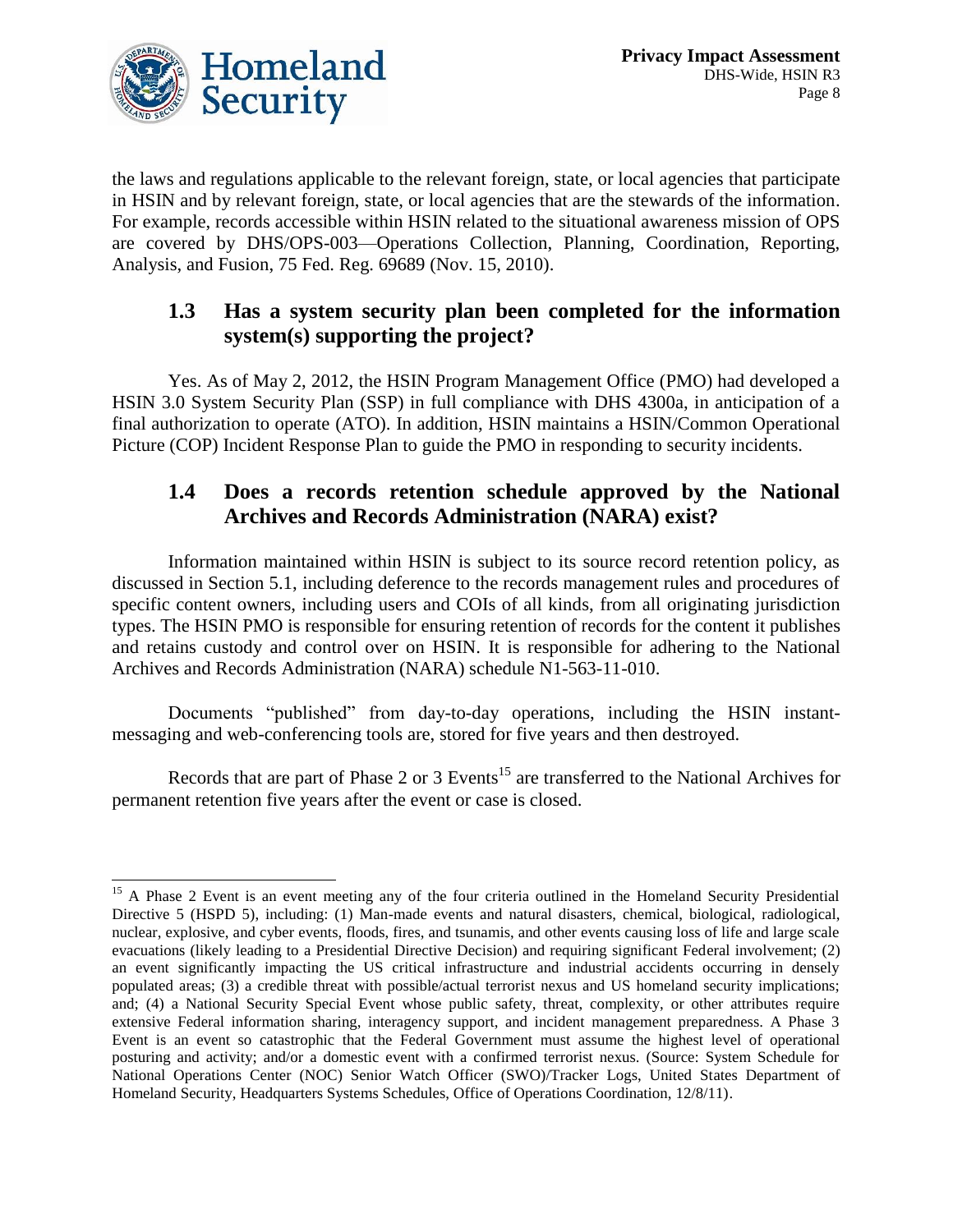the laws and regulations applicable to the relevant foreign, state, or local agencies that participate in HSIN and by relevant foreign, state, or local agencies that are the stewards of the information. For example, records accessible within HSIN related to the situational awareness mission of OPS are covered by DHS/OPS-003—Operations Collection, Planning, Coordination, Reporting, Analysis, and Fusion, 75 Fed. Reg. 69689 (Nov. 15, 2010).

## 1.3 Has a system security plan been completed for the information system(s) supporting the project?

Yes. As of May 2, 2012, the HSIN Program Management Office (PMO) had developed a HSIN 3.0 System Security Plan (SSP) in full compliance with DHS 4300a, in anticipation of a final authorization to operate (ATO). In addition, HSIN maintains a HSIN/Common Operational Picture (COP) Incident Response Plan to guide the PMO in responding to security incidents.

## 1.4 Does a records retention schedule approved by the National Archives and Records Administration (NARA) exist?

Information maintained within HSIN is subject to its source record retention policy, as discussed in Section 5.1, including deference to the records management rules and procedures of specific content owners, including users and COIs of all kinds, from all originating jurisdiction types. The HSIN PMO is responsible for ensuring retention of records for the content it publishes and retains custody and control over on HSIN. It is responsible for adhering to the National Archives and Records Administration (NARA) schedule N1-563-11-010.

Documents "published" from day-to-day operations, including the HSIN instant-messaging and web-conferencing tools are, stored for five years and then destroyed.

Records that are part of Phase 2 or 3 Events[15] are transferred to the National Archives for permanent retention five years after the event or case is closed.

---

[15] A Phase 2 Event is an event meeting any of the four criteria outlined in the Homeland Security Presidential Directive 5 (HSPD 5), including: (1) Man-made events and natural disasters, chemical, biological, radiological, nuclear, explosive, and cyber events, floods, fires, and tsunamis, and other events causing loss of life and large scale evacuations (likely leading to a Presidential Directive Decision) and requiring significant Federal involvement; (2) an event significantly impacting the US critical infrastructure and industrial accidents occurring in densely populated areas; (3) a credible threat with possible/actual terrorist nexus and US homeland security implications; and; (4) a National Security Special Event whose public safety, threat, complexity, or other attributes require extensive Federal information sharing, interagency support, and incident management preparedness. A Phase 3 Event is an event so catastrophic that the Federal Government must assume the highest level of operational posturing and activity; and/or a domestic event with a confirmed terrorist nexus. (Source: System Schedule for National Operations Center (NOC) Senior Watch Officer (SWO)/Tracker Logs, United States Department of Homeland Security, Headquarters Systems Schedules, Office of Operations Coordination, 12/8/11).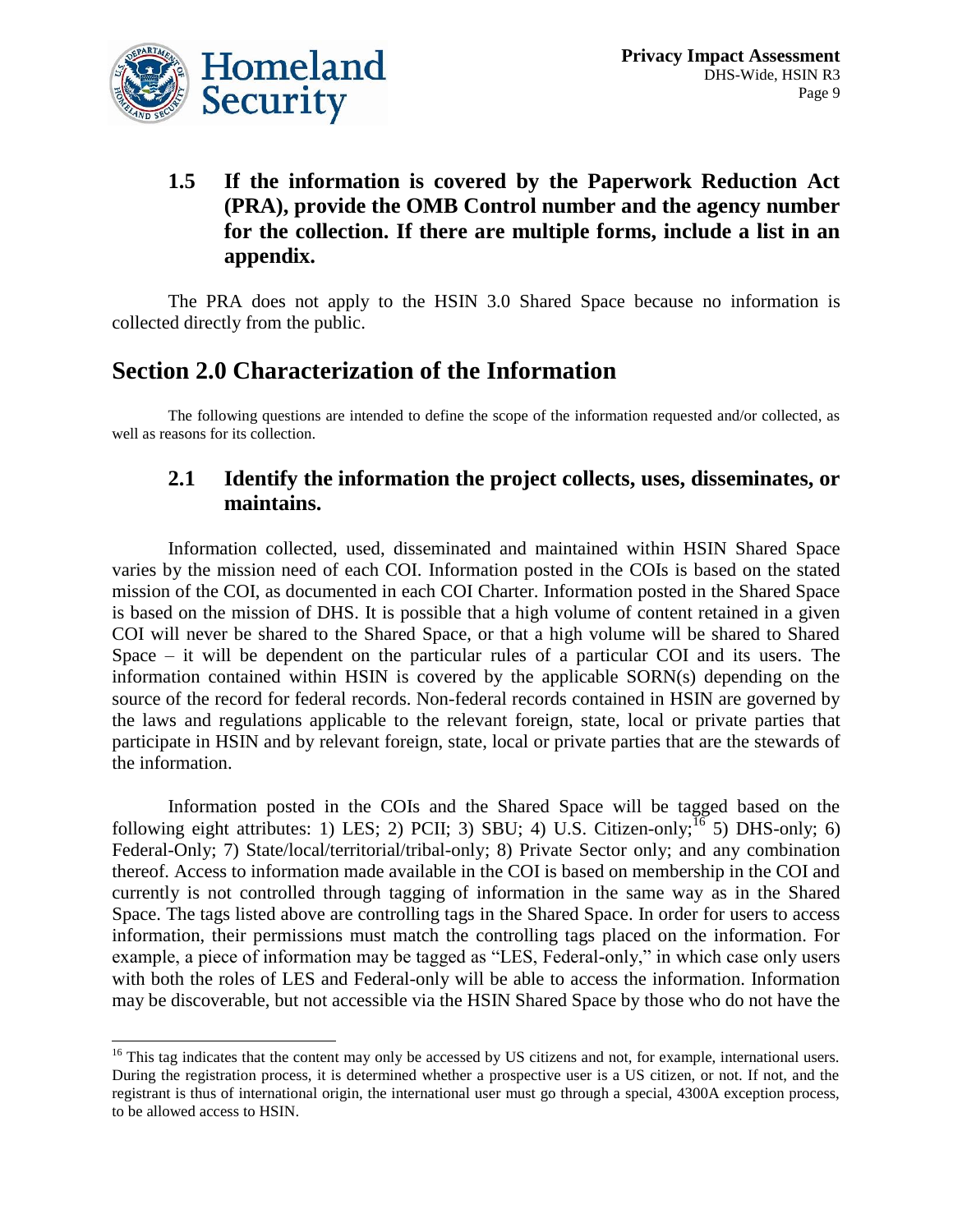### 1.5 If the information is covered by the Paperwork Reduction Act (PRA), provide the OMB Control number and the agency number for the collection. If there are multiple forms, include a list in an appendix.

The PRA does not apply to the HSIN 3.0 Shared Space because no information is collected directly from the public.

## Section 2.0 Characterization of the Information

The following questions are intended to define the scope of the information requested and/or collected, as well as reasons for its collection.

### 2.1 Identify the information the project collects, uses, disseminates, or maintains.

Information collected, used, disseminated and maintained within HSIN Shared Space varies by the mission need of each COI. Information posted in the COIs is based on the stated mission of the COI, as documented in each COI Charter. Information posted in the Shared Space is based on the mission of DHS. It is possible that a high volume of content retained in a given COI will never be shared to the Shared Space, or that a high volume will be shared to Shared Space – it will be dependent on the particular rules of a particular COI and its users. The information contained within HSIN is covered by the applicable SORN(s) depending on the source of the record for federal records. Non-federal records contained in HSIN are governed by the laws and regulations applicable to the relevant foreign, state, local or private parties that participate in HSIN and by relevant foreign, state, local or private parties that are the stewards of the information.

Information posted in the COIs and the Shared Space will be tagged based on the following eight attributes: 1) LES; 2) PCII; 3) SBU; 4) U.S. Citizen-only;[16] 5) DHS-only; 6) Federal-Only; 7) State/local/territorial/tribal-only; 8) Private Sector only; and any combination thereof. Access to information made available in the COI is based on membership in the COI and currently is not controlled through tagging of information in the same way as in the Shared Space. The tags listed above are controlling tags in the Shared Space. In order for users to access information, their permissions must match the controlling tags placed on the information. For example, a piece of information may be tagged as "LES, Federal-only," in which case only users with both the roles of LES and Federal-only will be able to access the information. Information may be discoverable, but not accessible via the HSIN Shared Space by those who do not have the

[16] This tag indicates that the content may only be accessed by US citizens and not, for example, international users. During the registration process, it is determined whether a prospective user is a US citizen, or not. If not, and the registrant is thus of international origin, the international user must go through a special, 4300A exception process, to be allowed access to HSIN.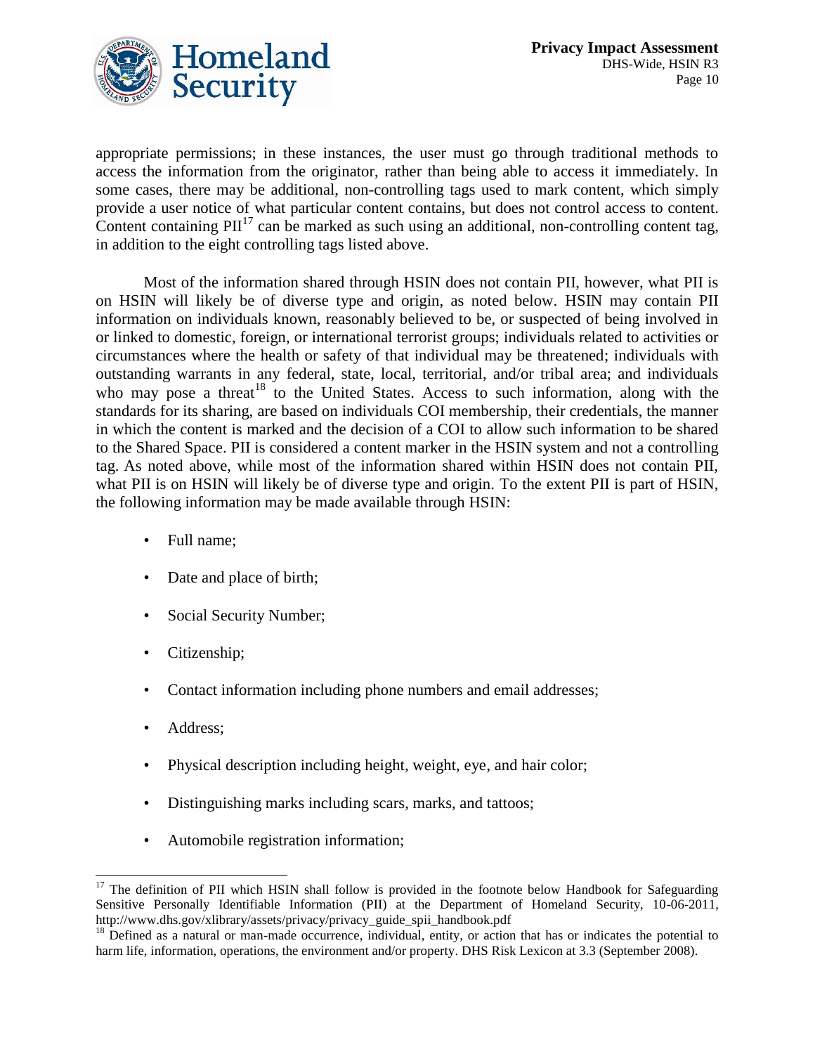appropriate permissions; in these instances, the user must go through traditional methods to access the information from the originator, rather than being able to access it immediately. In some cases, there may be additional, non-controlling tags used to mark content, which simply provide a user notice of what particular content contains, but does not control access to content. Content containing PII[17] can be marked as such using an additional, non-controlling content tag, in addition to the eight controlling tags listed above.

Most of the information shared through HSIN does not contain PII, however, what PII is on HSIN will likely be of diverse type and origin, as noted below. HSIN may contain PII information on individuals known, reasonably believed to be, or suspected of being involved in or linked to domestic, foreign, or international terrorist groups; individuals related to activities or circumstances where the health or safety of that individual may be threatened; individuals with outstanding warrants in any federal, state, local, territorial, and/or tribal area; and individuals who may pose a threat[18] to the United States. Access to such information, along with the standards for its sharing, are based on individuals COI membership, their credentials, the manner in which the content is marked and the decision of a COI to allow such information to be shared to the Shared Space. PII is considered a content marker in the HSIN system and not a controlling tag. As noted above, while most of the information shared within HSIN does not contain PII, what PII is on HSIN will likely be of diverse type and origin. To the extent PII is part of HSIN, the following information may be made available through HSIN:

- Full name;
- Date and place of birth;
- Social Security Number;
- Citizenship;
- Contact information including phone numbers and email addresses;
- Address;
- Physical description including height, weight, eye, and hair color;
- Distinguishing marks including scars, marks, and tattoos;
- Automobile registration information;

[17] The definition of PII which HSIN shall follow is provided in the footnote below Handbook for Safeguarding Sensitive Personally Identifiable Information (PII) at the Department of Homeland Security, 10-06-2011, http://www.dhs.gov/xlibrary/assets/privacy/privacy_guide_spii_handbook.pdf

[18] Defined as a natural or man-made occurrence, individual, entity, or action that has or indicates the potential to harm life, information, operations, the environment and/or property. DHS Risk Lexicon at 3.3 (September 2008).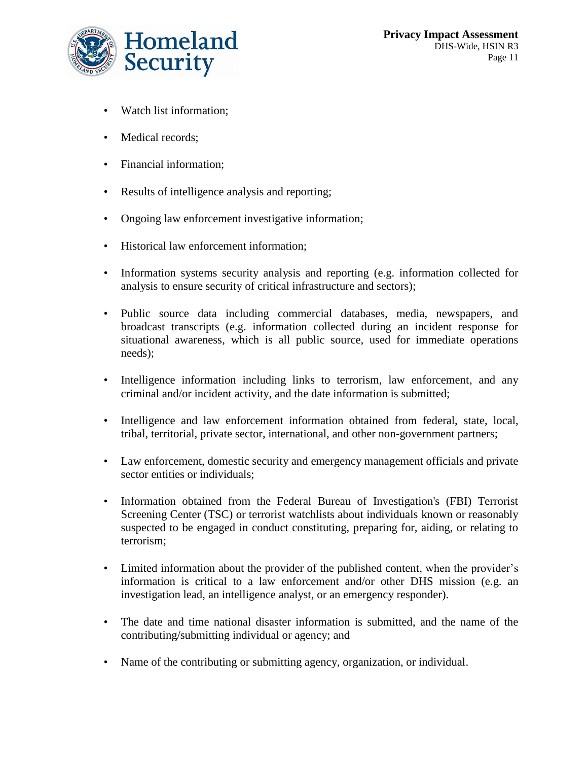- Watch list information;
- Medical records;
- Financial information;
- Results of intelligence analysis and reporting;
- Ongoing law enforcement investigative information;
- Historical law enforcement information;
- Information systems security analysis and reporting (e.g. information collected for analysis to ensure security of critical infrastructure and sectors);
- Public source data including commercial databases, media, newspapers, and broadcast transcripts (e.g. information collected during an incident response for situational awareness, which is all public source, used for immediate operations needs);
- Intelligence information including links to terrorism, law enforcement, and any criminal and/or incident activity, and the date information is submitted;
- Intelligence and law enforcement information obtained from federal, state, local, tribal, territorial, private sector, international, and other non-government partners;
- Law enforcement, domestic security and emergency management officials and private sector entities or individuals;
- Information obtained from the Federal Bureau of Investigation's (FBI) Terrorist Screening Center (TSC) or terrorist watchlists about individuals known or reasonably suspected to be engaged in conduct constituting, preparing for, aiding, or relating to terrorism;
- Limited information about the provider of the published content, when the provider's information is critical to a law enforcement and/or other DHS mission (e.g. an investigation lead, an intelligence analyst, or an emergency responder).
- The date and time national disaster information is submitted, and the name of the contributing/submitting individual or agency; and
- Name of the contributing or submitting agency, organization, or individual.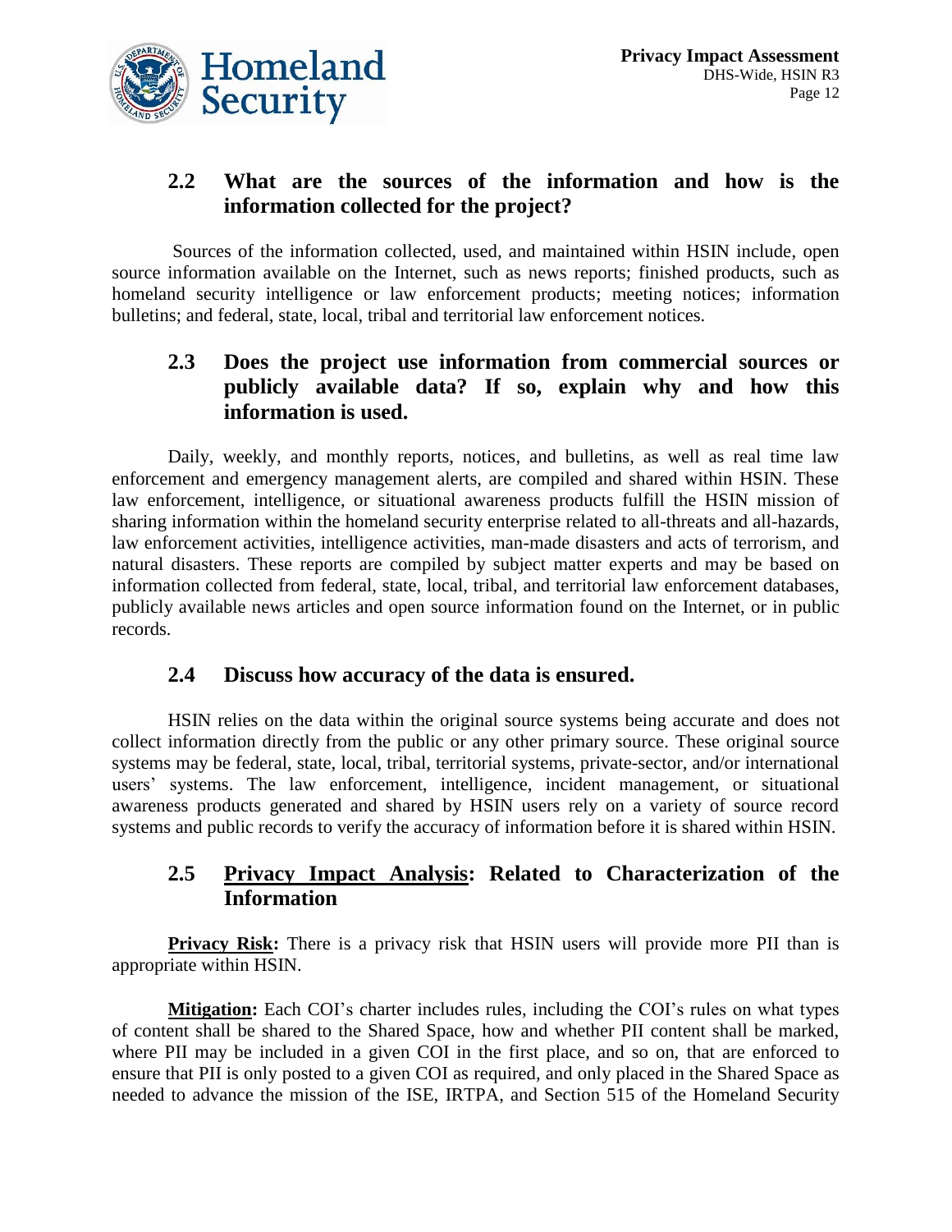## 2.2 What are the sources of the information and how is the information collected for the project?

Sources of the information collected, used, and maintained within HSIN include, open source information available on the Internet, such as news reports; finished products, such as homeland security intelligence or law enforcement products; meeting notices; information bulletins; and federal, state, local, tribal and territorial law enforcement notices.

## 2.3 Does the project use information from commercial sources or publicly available data? If so, explain why and how this information is used.

Daily, weekly, and monthly reports, notices, and bulletins, as well as real time law enforcement and emergency management alerts, are compiled and shared within HSIN. These law enforcement, intelligence, or situational awareness products fulfill the HSIN mission of sharing information within the homeland security enterprise related to all-threats and all-hazards, law enforcement activities, intelligence activities, man-made disasters and acts of terrorism, and natural disasters. These reports are compiled by subject matter experts and may be based on information collected from federal, state, local, tribal, and territorial law enforcement databases, publicly available news articles and open source information found on the Internet, or in public records.

## 2.4 Discuss how accuracy of the data is ensured.

HSIN relies on the data within the original source systems being accurate and does not collect information directly from the public or any other primary source. These original source systems may be federal, state, local, tribal, territorial systems, private-sector, and/or international users' systems. The law enforcement, intelligence, incident management, or situational awareness products generated and shared by HSIN users rely on a variety of source record systems and public records to verify the accuracy of information before it is shared within HSIN.

## 2.5 Privacy Impact Analysis: Related to Characterization of the Information

**Privacy Risk:** There is a privacy risk that HSIN users will provide more PII than is appropriate within HSIN.

**Mitigation:** Each COI's charter includes rules, including the COI's rules on what types of content shall be shared to the Shared Space, how and whether PII content shall be marked, where PII may be included in a given COI in the first place, and so on, that are enforced to ensure that PII is only posted to a given COI as required, and only placed in the Shared Space as needed to advance the mission of the ISE, IRTPA, and Section 515 of the Homeland Security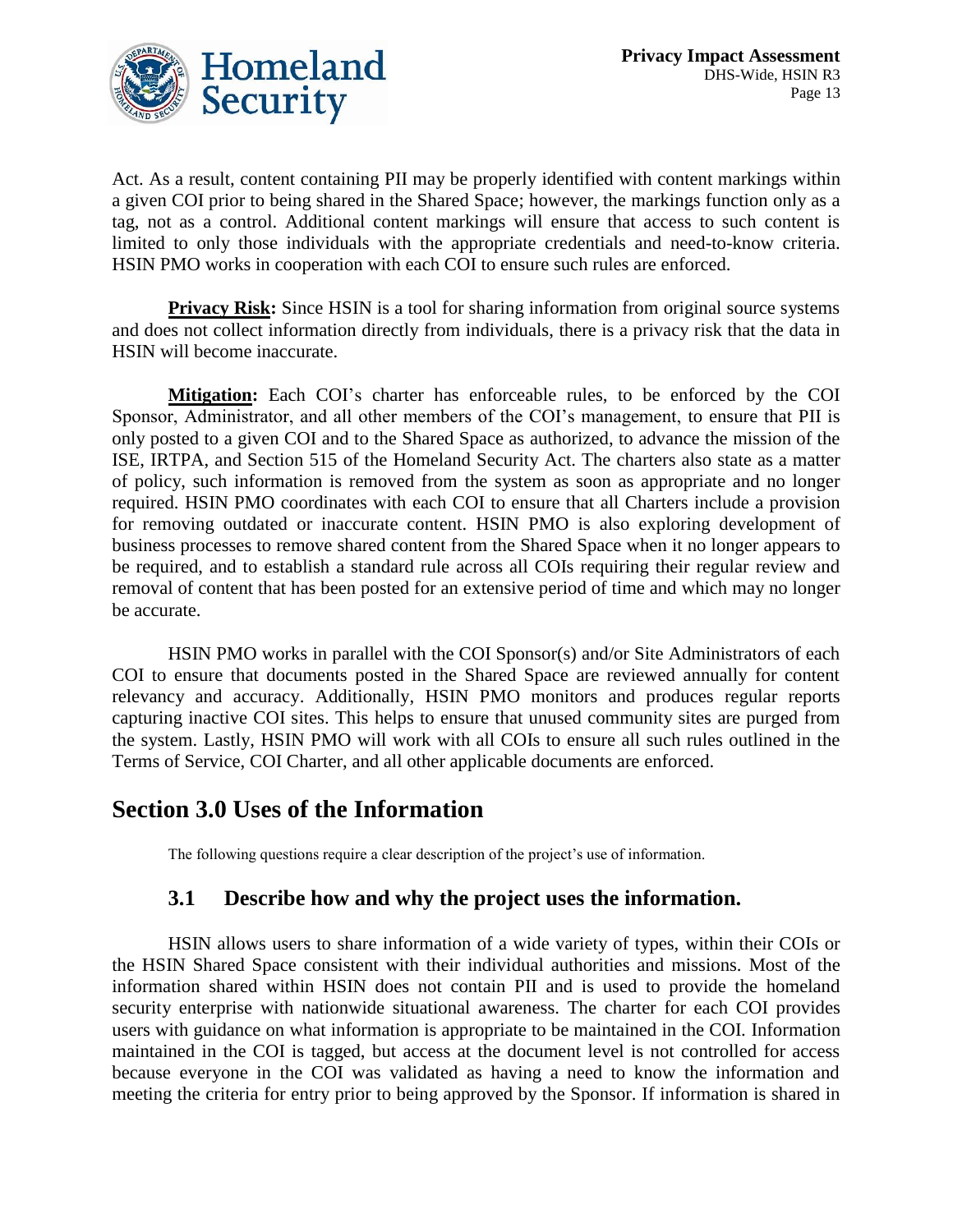Act. As a result, content containing PII may be properly identified with content markings within a given COI prior to being shared in the Shared Space; however, the markings function only as a tag, not as a control. Additional content markings will ensure that access to such content is limited to only those individuals with the appropriate credentials and need-to-know criteria. HSIN PMO works in cooperation with each COI to ensure such rules are enforced.

**Privacy Risk:** Since HSIN is a tool for sharing information from original source systems and does not collect information directly from individuals, there is a privacy risk that the data in HSIN will become inaccurate.

**Mitigation:** Each COI's charter has enforceable rules, to be enforced by the COI Sponsor, Administrator, and all other members of the COI's management, to ensure that PII is only posted to a given COI and to the Shared Space as authorized, to advance the mission of the ISE, IRTPA, and Section 515 of the Homeland Security Act. The charters also state as a matter of policy, such information is removed from the system as soon as appropriate and no longer required. HSIN PMO coordinates with each COI to ensure that all Charters include a provision for removing outdated or inaccurate content. HSIN PMO is also exploring development of business processes to remove shared content from the Shared Space when it no longer appears to be required, and to establish a standard rule across all COIs requiring their regular review and removal of content that has been posted for an extensive period of time and which may no longer be accurate.

HSIN PMO works in parallel with the COI Sponsor(s) and/or Site Administrators of each COI to ensure that documents posted in the Shared Space are reviewed annually for content relevancy and accuracy. Additionally, HSIN PMO monitors and produces regular reports capturing inactive COI sites. This helps to ensure that unused community sites are purged from the system. Lastly, HSIN PMO will work with all COIs to ensure all such rules outlined in the Terms of Service, COI Charter, and all other applicable documents are enforced.

# Section 3.0 Uses of the Information

The following questions require a clear description of the project's use of information.

## 3.1 Describe how and why the project uses the information.

HSIN allows users to share information of a wide variety of types, within their COIs or the HSIN Shared Space consistent with their individual authorities and missions. Most of the information shared within HSIN does not contain PII and is used to provide the homeland security enterprise with nationwide situational awareness. The charter for each COI provides users with guidance on what information is appropriate to be maintained in the COI. Information maintained in the COI is tagged, but access at the document level is not controlled for access because everyone in the COI was validated as having a need to know the information and meeting the criteria for entry prior to being approved by the Sponsor. If information is shared in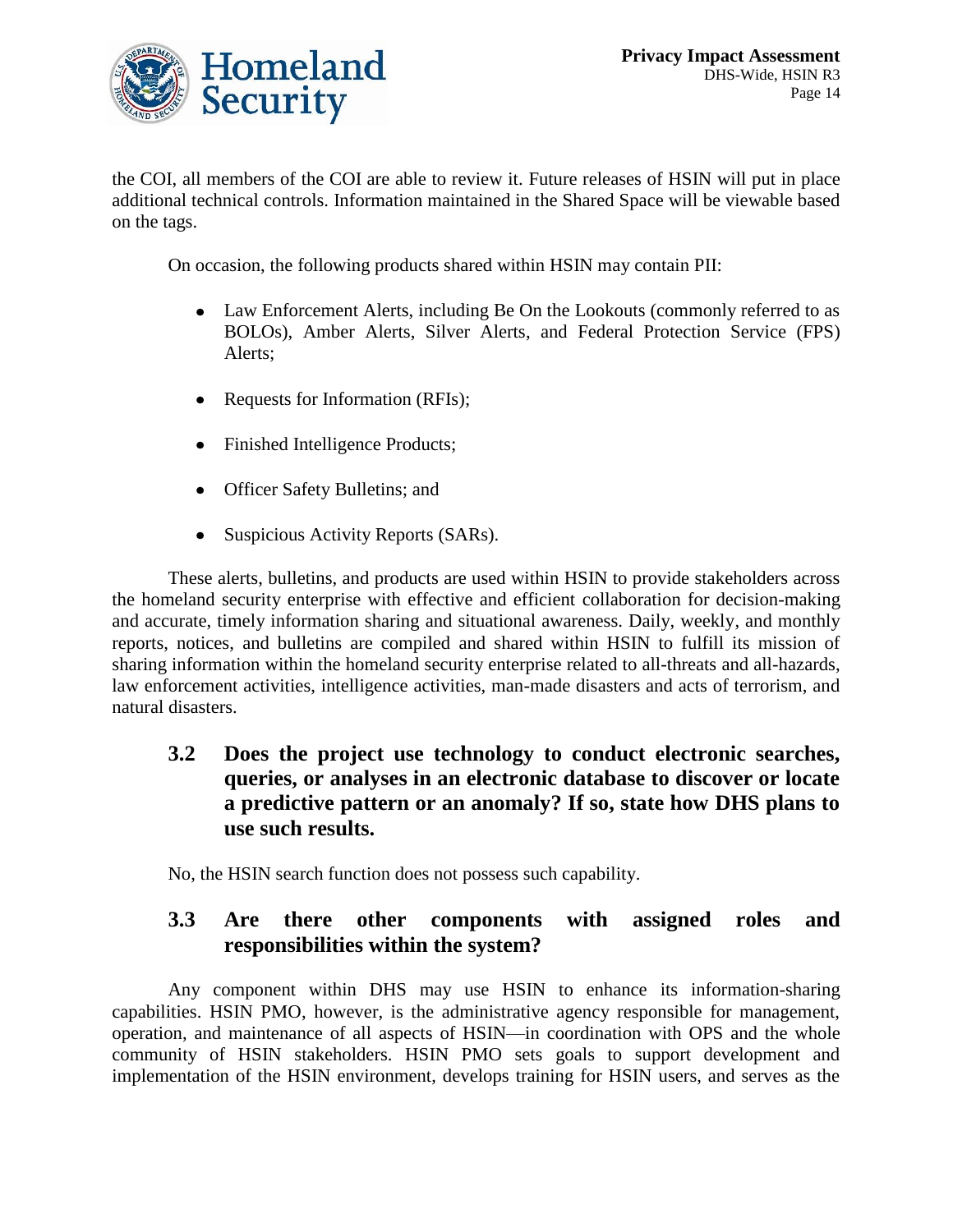the COI, all members of the COI are able to review it. Future releases of HSIN will put in place additional technical controls. Information maintained in the Shared Space will be viewable based on the tags.

On occasion, the following products shared within HSIN may contain PII:

- Law Enforcement Alerts, including Be On the Lookouts (commonly referred to as BOLOs), Amber Alerts, Silver Alerts, and Federal Protection Service (FPS) Alerts;
- Requests for Information (RFIs);
- Finished Intelligence Products;
- Officer Safety Bulletins; and
- Suspicious Activity Reports (SARs).

These alerts, bulletins, and products are used within HSIN to provide stakeholders across the homeland security enterprise with effective and efficient collaboration for decision-making and accurate, timely information sharing and situational awareness. Daily, weekly, and monthly reports, notices, and bulletins are compiled and shared within HSIN to fulfill its mission of sharing information within the homeland security enterprise related to all-threats and all-hazards, law enforcement activities, intelligence activities, man-made disasters and acts of terrorism, and natural disasters.

### 3.2 Does the project use technology to conduct electronic searches, queries, or analyses in an electronic database to discover or locate a predictive pattern or an anomaly? If so, state how DHS plans to use such results.

No, the HSIN search function does not possess such capability.

### 3.3 Are there other components with assigned roles and responsibilities within the system?

Any component within DHS may use HSIN to enhance its information-sharing capabilities. HSIN PMO, however, is the administrative agency responsible for management, operation, and maintenance of all aspects of HSIN—in coordination with OPS and the whole community of HSIN stakeholders. HSIN PMO sets goals to support development and implementation of the HSIN environment, develops training for HSIN users, and serves as the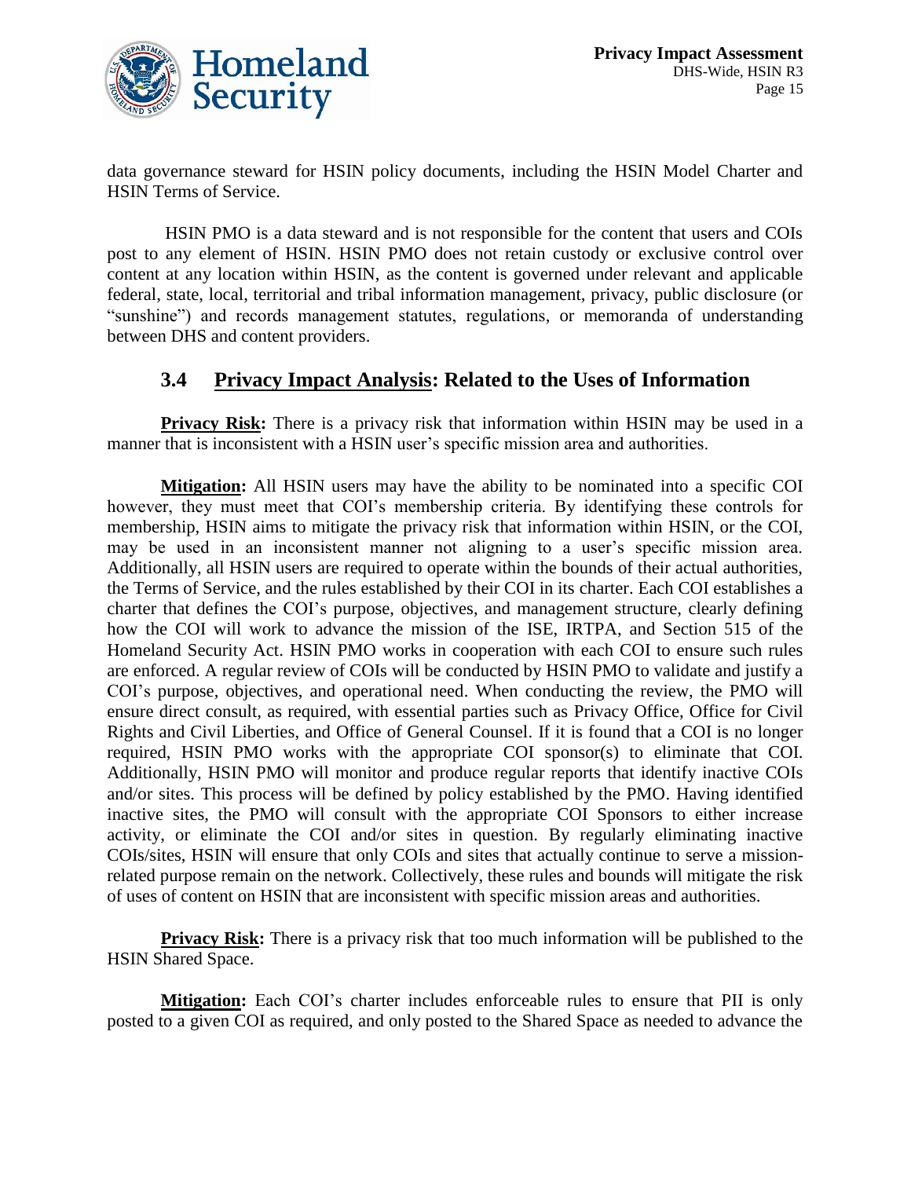data governance steward for HSIN policy documents, including the HSIN Model Charter and HSIN Terms of Service.

HSIN PMO is a data steward and is not responsible for the content that users and COIs post to any element of HSIN. HSIN PMO does not retain custody or exclusive control over content at any location within HSIN, as the content is governed under relevant and applicable federal, state, local, territorial and tribal information management, privacy, public disclosure (or "sunshine") and records management statutes, regulations, or memoranda of understanding between DHS and content providers.

### 3.4 Privacy Impact Analysis: Related to the Uses of Information

**Privacy Risk:** There is a privacy risk that information within HSIN may be used in a manner that is inconsistent with a HSIN user's specific mission area and authorities.

**Mitigation:** All HSIN users may have the ability to be nominated into a specific COI however, they must meet that COI's membership criteria. By identifying these controls for membership, HSIN aims to mitigate the privacy risk that information within HSIN, or the COI, may be used in an inconsistent manner not aligning to a user's specific mission area. Additionally, all HSIN users are required to operate within the bounds of their actual authorities, the Terms of Service, and the rules established by their COI in its charter. Each COI establishes a charter that defines the COI's purpose, objectives, and management structure, clearly defining how the COI will work to advance the mission of the ISE, IRTPA, and Section 515 of the Homeland Security Act. HSIN PMO works in cooperation with each COI to ensure such rules are enforced. A regular review of COIs will be conducted by HSIN PMO to validate and justify a COI's purpose, objectives, and operational need. When conducting the review, the PMO will ensure direct consult, as required, with essential parties such as Privacy Office, Office for Civil Rights and Civil Liberties, and Office of General Counsel. If it is found that a COI is no longer required, HSIN PMO works with the appropriate COI sponsor(s) to eliminate that COI. Additionally, HSIN PMO will monitor and produce regular reports that identify inactive COIs and/or sites. This process will be defined by policy established by the PMO. Having identified inactive sites, the PMO will consult with the appropriate COI Sponsors to either increase activity, or eliminate the COI and/or sites in question. By regularly eliminating inactive COIs/sites, HSIN will ensure that only COIs and sites that actually continue to serve a mission-related purpose remain on the network. Collectively, these rules and bounds will mitigate the risk of uses of content on HSIN that are inconsistent with specific mission areas and authorities.

**Privacy Risk:** There is a privacy risk that too much information will be published to the HSIN Shared Space.

**Mitigation:** Each COI's charter includes enforceable rules to ensure that PII is only posted to a given COI as required, and only posted to the Shared Space as needed to advance the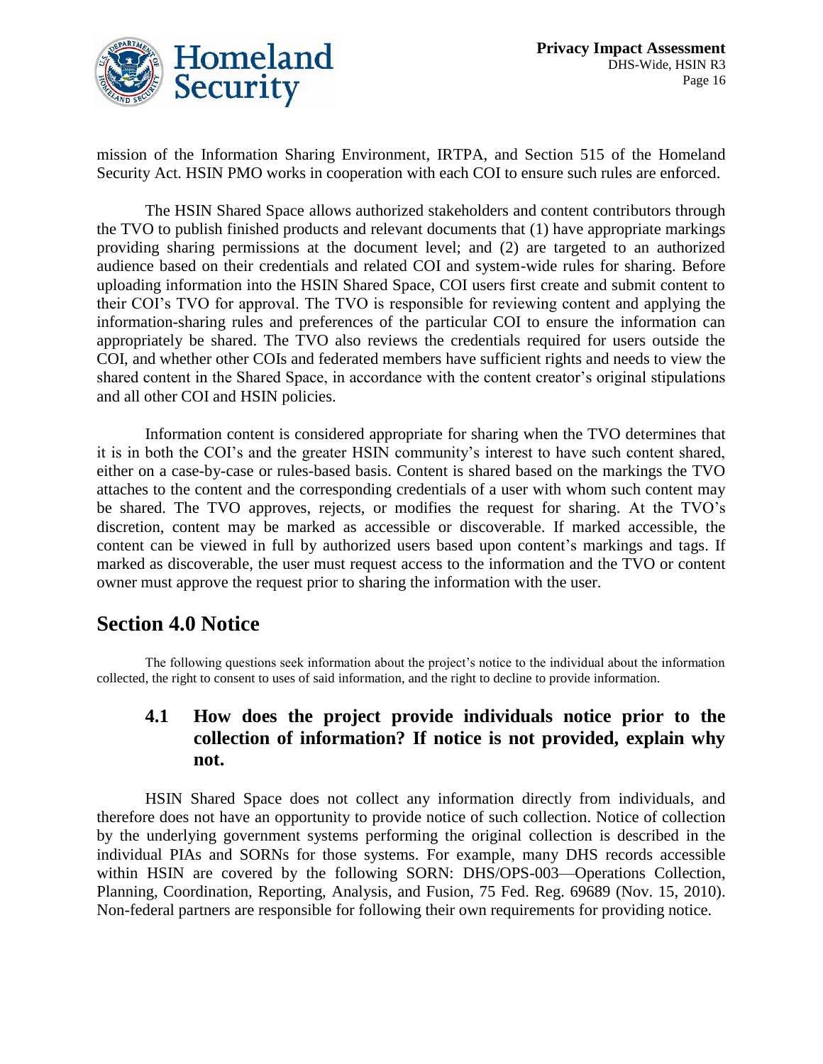mission of the Information Sharing Environment, IRTPA, and Section 515 of the Homeland Security Act. HSIN PMO works in cooperation with each COI to ensure such rules are enforced.

The HSIN Shared Space allows authorized stakeholders and content contributors through the TVO to publish finished products and relevant documents that (1) have appropriate markings providing sharing permissions at the document level; and (2) are targeted to an authorized audience based on their credentials and related COI and system-wide rules for sharing. Before uploading information into the HSIN Shared Space, COI users first create and submit content to their COI's TVO for approval. The TVO is responsible for reviewing content and applying the information-sharing rules and preferences of the particular COI to ensure the information can appropriately be shared. The TVO also reviews the credentials required for users outside the COI, and whether other COIs and federated members have sufficient rights and needs to view the shared content in the Shared Space, in accordance with the content creator's original stipulations and all other COI and HSIN policies.

Information content is considered appropriate for sharing when the TVO determines that it is in both the COI's and the greater HSIN community's interest to have such content shared, either on a case-by-case or rules-based basis. Content is shared based on the markings the TVO attaches to the content and the corresponding credentials of a user with whom such content may be shared. The TVO approves, rejects, or modifies the request for sharing. At the TVO's discretion, content may be marked as accessible or discoverable. If marked accessible, the content can be viewed in full by authorized users based upon content's markings and tags. If marked as discoverable, the user must request access to the information and the TVO or content owner must approve the request prior to sharing the information with the user.

## Section 4.0 Notice

The following questions seek information about the project's notice to the individual about the information collected, the right to consent to uses of said information, and the right to decline to provide information.

### 4.1 How does the project provide individuals notice prior to the collection of information? If notice is not provided, explain why not.

HSIN Shared Space does not collect any information directly from individuals, and therefore does not have an opportunity to provide notice of such collection. Notice of collection by the underlying government systems performing the original collection is described in the individual PIAs and SORNs for those systems. For example, many DHS records accessible within HSIN are covered by the following SORN: DHS/OPS-003—Operations Collection, Planning, Coordination, Reporting, Analysis, and Fusion, 75 Fed. Reg. 69689 (Nov. 15, 2010). Non-federal partners are responsible for following their own requirements for providing notice.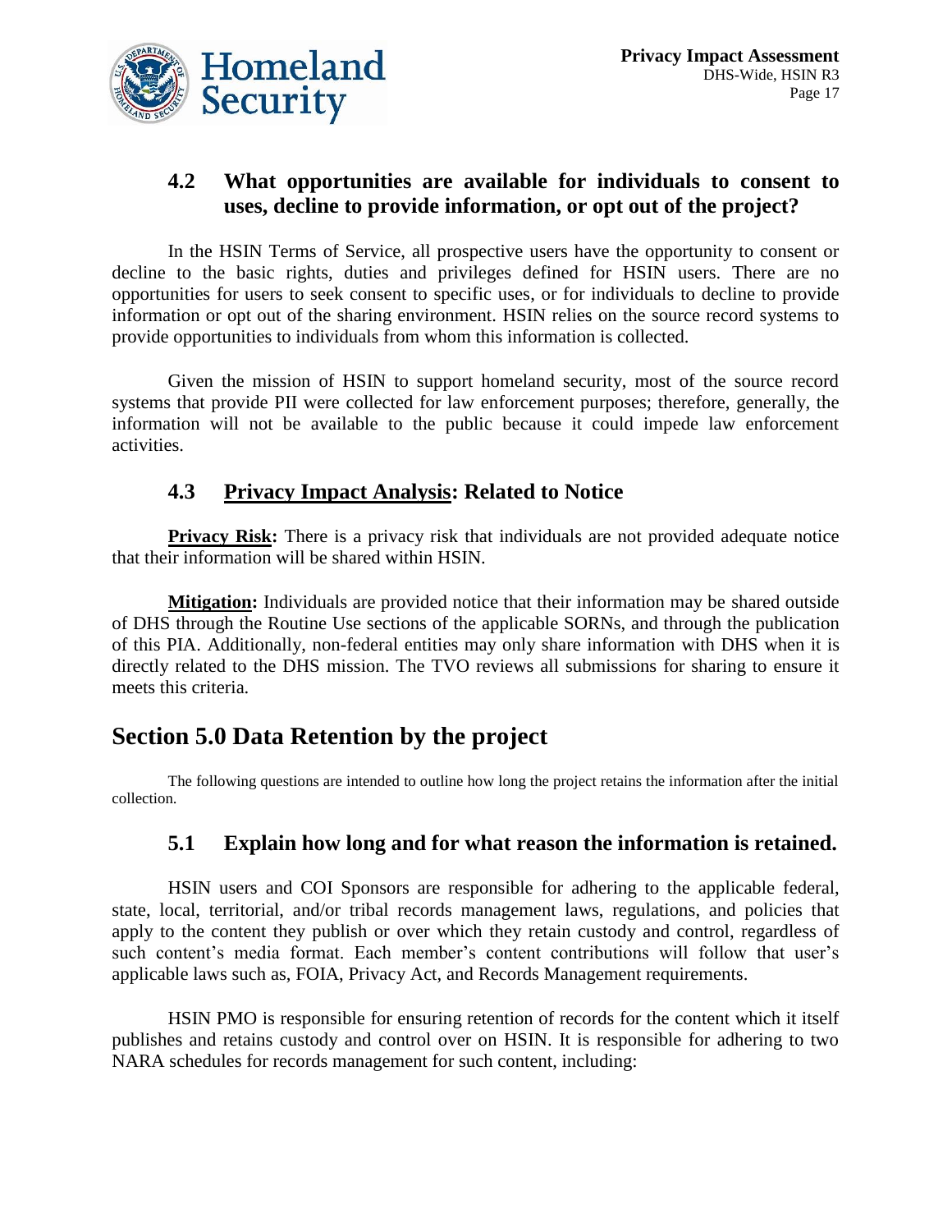### 4.2 What opportunities are available for individuals to consent to uses, decline to provide information, or opt out of the project?

In the HSIN Terms of Service, all prospective users have the opportunity to consent or decline to the basic rights, duties and privileges defined for HSIN users. There are no opportunities for users to seek consent to specific uses, or for individuals to decline to provide information or opt out of the sharing environment. HSIN relies on the source record systems to provide opportunities to individuals from whom this information is collected.

Given the mission of HSIN to support homeland security, most of the source record systems that provide PII were collected for law enforcement purposes; therefore, generally, the information will not be available to the public because it could impede law enforcement activities.

### 4.3 Privacy Impact Analysis: Related to Notice

**Privacy Risk:** There is a privacy risk that individuals are not provided adequate notice that their information will be shared within HSIN.

**Mitigation:** Individuals are provided notice that their information may be shared outside of DHS through the Routine Use sections of the applicable SORNs, and through the publication of this PIA. Additionally, non-federal entities may only share information with DHS when it is directly related to the DHS mission. The TVO reviews all submissions for sharing to ensure it meets this criteria.

## Section 5.0 Data Retention by the project

The following questions are intended to outline how long the project retains the information after the initial collection.

### 5.1 Explain how long and for what reason the information is retained.

HSIN users and COI Sponsors are responsible for adhering to the applicable federal, state, local, territorial, and/or tribal records management laws, regulations, and policies that apply to the content they publish or over which they retain custody and control, regardless of such content's media format. Each member's content contributions will follow that user's applicable laws such as, FOIA, Privacy Act, and Records Management requirements.

HSIN PMO is responsible for ensuring retention of records for the content which it itself publishes and retains custody and control over on HSIN. It is responsible for adhering to two NARA schedules for records management for such content, including: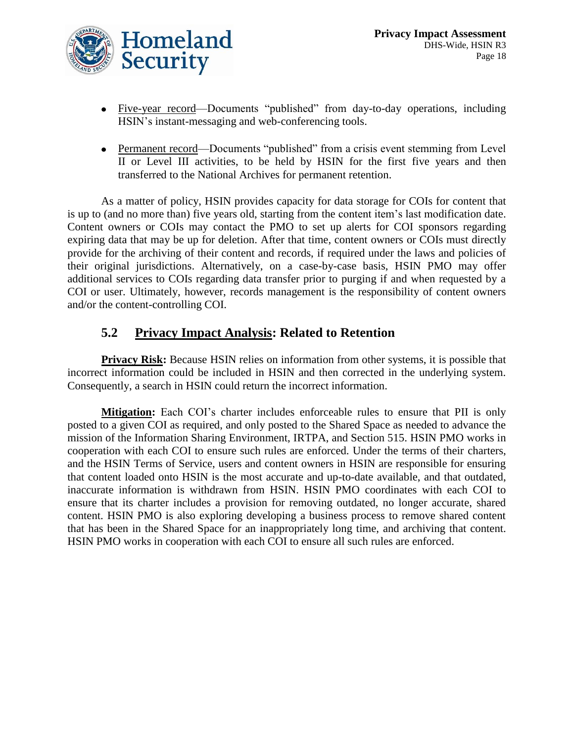- Five-year record—Documents "published" from day-to-day operations, including HSIN's instant-messaging and web-conferencing tools.
- Permanent record—Documents "published" from a crisis event stemming from Level II or Level III activities, to be held by HSIN for the first five years and then transferred to the National Archives for permanent retention.

As a matter of policy, HSIN provides capacity for data storage for COIs for content that is up to (and no more than) five years old, starting from the content item's last modification date. Content owners or COIs may contact the PMO to set up alerts for COI sponsors regarding expiring data that may be up for deletion. After that time, content owners or COIs must directly provide for the archiving of their content and records, if required under the laws and policies of their original jurisdictions. Alternatively, on a case-by-case basis, HSIN PMO may offer additional services to COIs regarding data transfer prior to purging if and when requested by a COI or user. Ultimately, however, records management is the responsibility of content owners and/or the content-controlling COI.

## 5.2 Privacy Impact Analysis: Related to Retention

**Privacy Risk:** Because HSIN relies on information from other systems, it is possible that incorrect information could be included in HSIN and then corrected in the underlying system. Consequently, a search in HSIN could return the incorrect information.

**Mitigation:** Each COI's charter includes enforceable rules to ensure that PII is only posted to a given COI as required, and only posted to the Shared Space as needed to advance the mission of the Information Sharing Environment, IRTPA, and Section 515. HSIN PMO works in cooperation with each COI to ensure such rules are enforced. Under the terms of their charters, and the HSIN Terms of Service, users and content owners in HSIN are responsible for ensuring that content loaded onto HSIN is the most accurate and up-to-date available, and that outdated, inaccurate information is withdrawn from HSIN. HSIN PMO coordinates with each COI to ensure that its charter includes a provision for removing outdated, no longer accurate, shared content. HSIN PMO is also exploring developing a business process to remove shared content that has been in the Shared Space for an inappropriately long time, and archiving that content. HSIN PMO works in cooperation with each COI to ensure all such rules are enforced.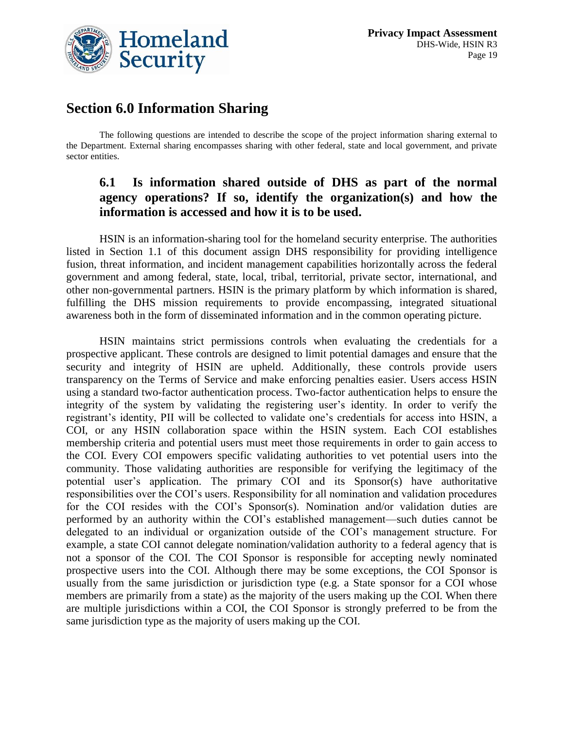## Section 6.0 Information Sharing

The following questions are intended to describe the scope of the project information sharing external to the Department. External sharing encompasses sharing with other federal, state and local government, and private sector entities.

### 6.1 Is information shared outside of DHS as part of the normal agency operations? If so, identify the organization(s) and how the information is accessed and how it is to be used.

HSIN is an information-sharing tool for the homeland security enterprise. The authorities listed in Section 1.1 of this document assign DHS responsibility for providing intelligence fusion, threat information, and incident management capabilities horizontally across the federal government and among federal, state, local, tribal, territorial, private sector, international, and other non-governmental partners. HSIN is the primary platform by which information is shared, fulfilling the DHS mission requirements to provide encompassing, integrated situational awareness both in the form of disseminated information and in the common operating picture.

HSIN maintains strict permissions controls when evaluating the credentials for a prospective applicant. These controls are designed to limit potential damages and ensure that the security and integrity of HSIN are upheld. Additionally, these controls provide users transparency on the Terms of Service and make enforcing penalties easier. Users access HSIN using a standard two-factor authentication process. Two-factor authentication helps to ensure the integrity of the system by validating the registering user's identity. In order to verify the registrant's identity, PII will be collected to validate one's credentials for access into HSIN, a COI, or any HSIN collaboration space within the HSIN system. Each COI establishes membership criteria and potential users must meet those requirements in order to gain access to the COI. Every COI empowers specific validating authorities to vet potential users into the community. Those validating authorities are responsible for verifying the legitimacy of the potential user's application. The primary COI and its Sponsor(s) have authoritative responsibilities over the COI's users. Responsibility for all nomination and validation procedures for the COI resides with the COI's Sponsor(s). Nomination and/or validation duties are performed by an authority within the COI's established management—such duties cannot be delegated to an individual or organization outside of the COI's management structure. For example, a state COI cannot delegate nomination/validation authority to a federal agency that is not a sponsor of the COI. The COI Sponsor is responsible for accepting newly nominated prospective users into the COI. Although there may be some exceptions, the COI Sponsor is usually from the same jurisdiction or jurisdiction type (e.g. a State sponsor for a COI whose members are primarily from a state) as the majority of the users making up the COI. When there are multiple jurisdictions within a COI, the COI Sponsor is strongly preferred to be from the same jurisdiction type as the majority of users making up the COI.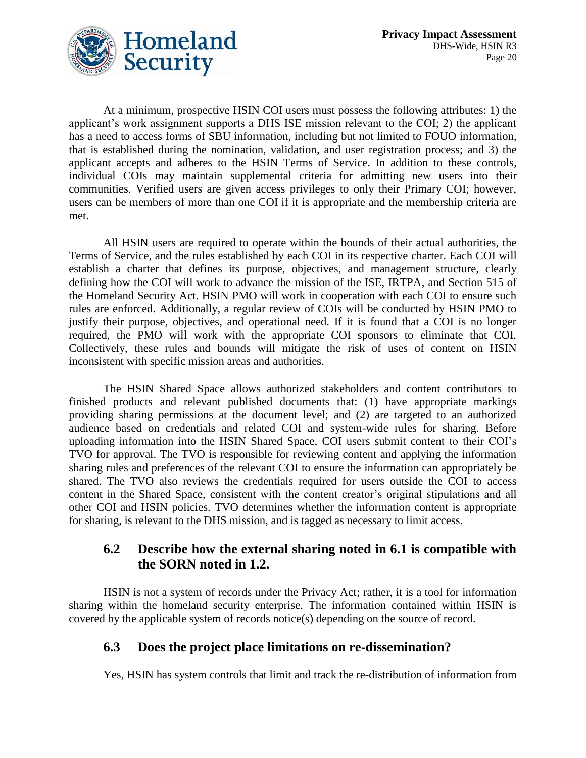At a minimum, prospective HSIN COI users must possess the following attributes: 1) the applicant's work assignment supports a DHS ISE mission relevant to the COI; 2) the applicant has a need to access forms of SBU information, including but not limited to FOUO information, that is established during the nomination, validation, and user registration process; and 3) the applicant accepts and adheres to the HSIN Terms of Service. In addition to these controls, individual COIs may maintain supplemental criteria for admitting new users into their communities. Verified users are given access privileges to only their Primary COI; however, users can be members of more than one COI if it is appropriate and the membership criteria are met.

All HSIN users are required to operate within the bounds of their actual authorities, the Terms of Service, and the rules established by each COI in its respective charter. Each COI will establish a charter that defines its purpose, objectives, and management structure, clearly defining how the COI will work to advance the mission of the ISE, IRTPA, and Section 515 of the Homeland Security Act. HSIN PMO will work in cooperation with each COI to ensure such rules are enforced. Additionally, a regular review of COIs will be conducted by HSIN PMO to justify their purpose, objectives, and operational need. If it is found that a COI is no longer required, the PMO will work with the appropriate COI sponsors to eliminate that COI. Collectively, these rules and bounds will mitigate the risk of uses of content on HSIN inconsistent with specific mission areas and authorities.

The HSIN Shared Space allows authorized stakeholders and content contributors to finished products and relevant published documents that: (1) have appropriate markings providing sharing permissions at the document level; and (2) are targeted to an authorized audience based on credentials and related COI and system-wide rules for sharing. Before uploading information into the HSIN Shared Space, COI users submit content to their COI's TVO for approval. The TVO is responsible for reviewing content and applying the information sharing rules and preferences of the relevant COI to ensure the information can appropriately be shared. The TVO also reviews the credentials required for users outside the COI to access content in the Shared Space, consistent with the content creator's original stipulations and all other COI and HSIN policies. TVO determines whether the information content is appropriate for sharing, is relevant to the DHS mission, and is tagged as necessary to limit access.

## 6.2 Describe how the external sharing noted in 6.1 is compatible with the SORN noted in 1.2.

HSIN is not a system of records under the Privacy Act; rather, it is a tool for information sharing within the homeland security enterprise. The information contained within HSIN is covered by the applicable system of records notice(s) depending on the source of record.

## 6.3 Does the project place limitations on re-dissemination?

Yes, HSIN has system controls that limit and track the re-distribution of information from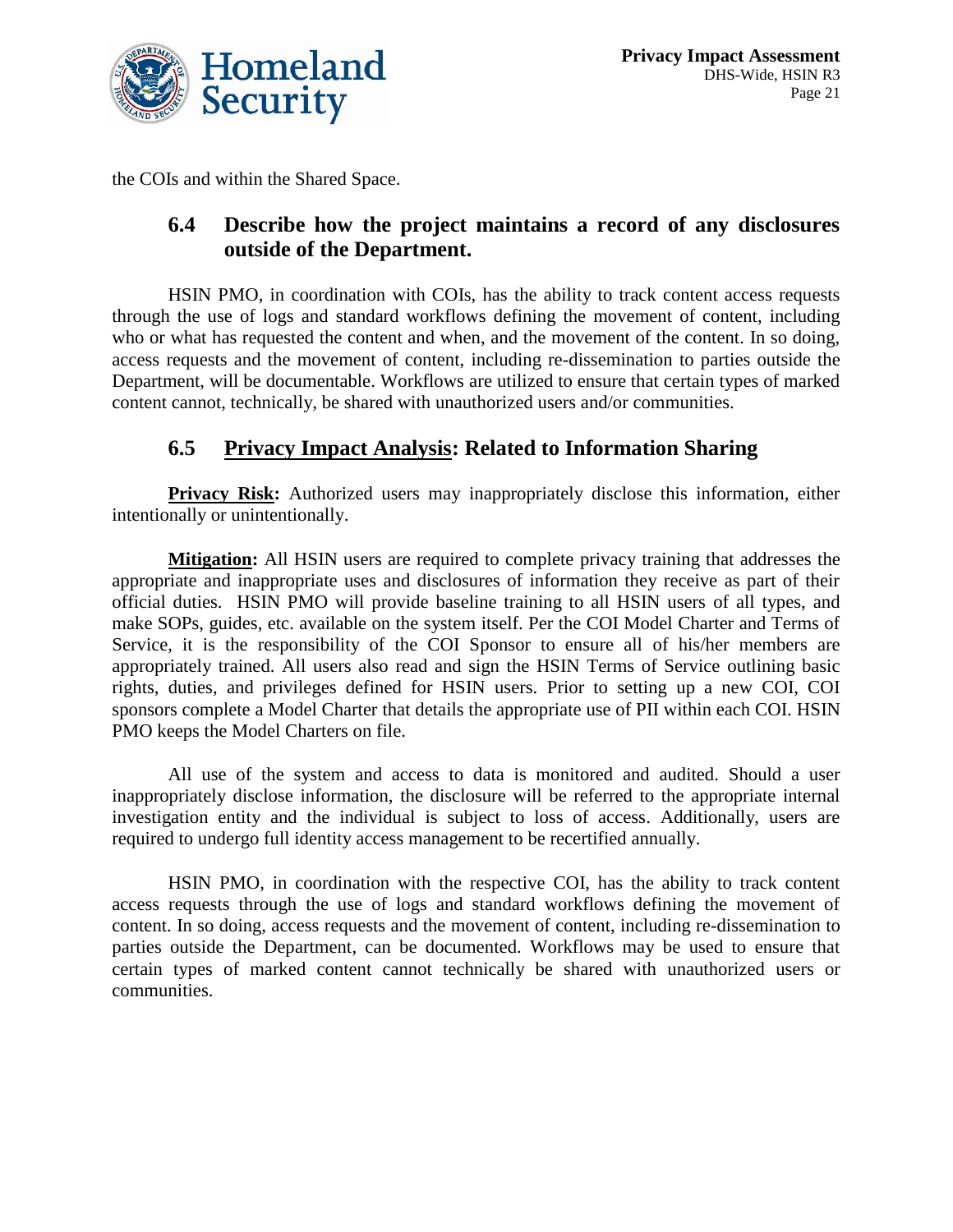the COIs and within the Shared Space.

## 6.4 Describe how the project maintains a record of any disclosures outside of the Department.

HSIN PMO, in coordination with COIs, has the ability to track content access requests through the use of logs and standard workflows defining the movement of content, including who or what has requested the content and when, and the movement of the content. In so doing, access requests and the movement of content, including re-dissemination to parties outside the Department, will be documentable. Workflows are utilized to ensure that certain types of marked content cannot, technically, be shared with unauthorized users and/or communities.

## 6.5 Privacy Impact Analysis: Related to Information Sharing

**Privacy Risk:** Authorized users may inappropriately disclose this information, either intentionally or unintentionally.

**Mitigation:** All HSIN users are required to complete privacy training that addresses the appropriate and inappropriate uses and disclosures of information they receive as part of their official duties. HSIN PMO will provide baseline training to all HSIN users of all types, and make SOPs, guides, etc. available on the system itself. Per the COI Model Charter and Terms of Service, it is the responsibility of the COI Sponsor to ensure all of his/her members are appropriately trained. All users also read and sign the HSIN Terms of Service outlining basic rights, duties, and privileges defined for HSIN users. Prior to setting up a new COI, COI sponsors complete a Model Charter that details the appropriate use of PII within each COI. HSIN PMO keeps the Model Charters on file.

All use of the system and access to data is monitored and audited. Should a user inappropriately disclose information, the disclosure will be referred to the appropriate internal investigation entity and the individual is subject to loss of access. Additionally, users are required to undergo full identity access management to be recertified annually.

HSIN PMO, in coordination with the respective COI, has the ability to track content access requests through the use of logs and standard workflows defining the movement of content. In so doing, access requests and the movement of content, including re-dissemination to parties outside the Department, can be documented. Workflows may be used to ensure that certain types of marked content cannot technically be shared with unauthorized users or communities.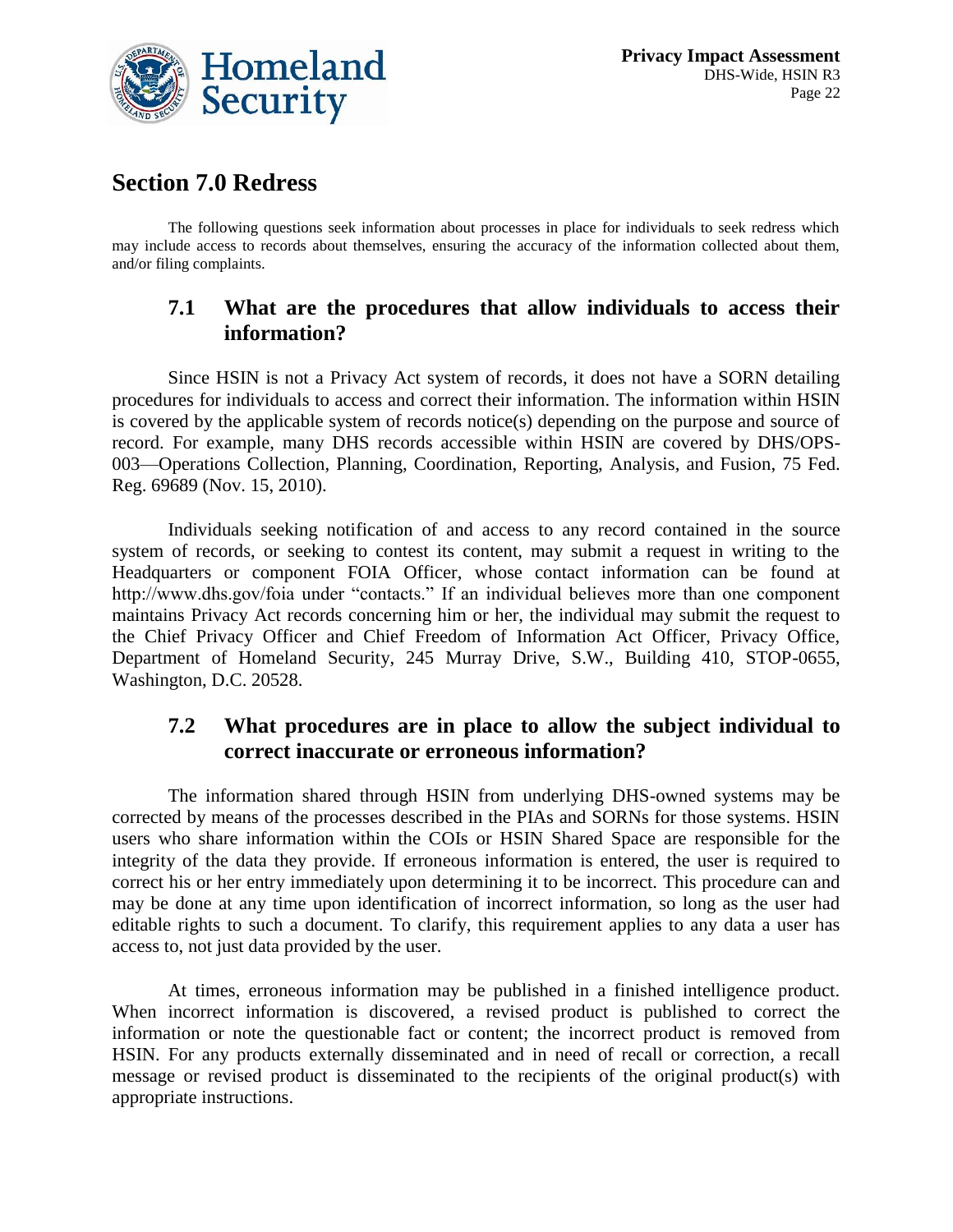## Section 7.0 Redress

The following questions seek information about processes in place for individuals to seek redress which may include access to records about themselves, ensuring the accuracy of the information collected about them, and/or filing complaints.

### 7.1 What are the procedures that allow individuals to access their information?

Since HSIN is not a Privacy Act system of records, it does not have a SORN detailing procedures for individuals to access and correct their information. The information within HSIN is covered by the applicable system of records notice(s) depending on the purpose and source of record. For example, many DHS records accessible within HSIN are covered by DHS/OPS-003—Operations Collection, Planning, Coordination, Reporting, Analysis, and Fusion, 75 Fed. Reg. 69689 (Nov. 15, 2010).

Individuals seeking notification of and access to any record contained in the source system of records, or seeking to contest its content, may submit a request in writing to the Headquarters or component FOIA Officer, whose contact information can be found at http://www.dhs.gov/foia under "contacts." If an individual believes more than one component maintains Privacy Act records concerning him or her, the individual may submit the request to the Chief Privacy Officer and Chief Freedom of Information Act Officer, Privacy Office, Department of Homeland Security, 245 Murray Drive, S.W., Building 410, STOP-0655, Washington, D.C. 20528.

### 7.2 What procedures are in place to allow the subject individual to correct inaccurate or erroneous information?

The information shared through HSIN from underlying DHS-owned systems may be corrected by means of the processes described in the PIAs and SORNs for those systems. HSIN users who share information within the COIs or HSIN Shared Space are responsible for the integrity of the data they provide. If erroneous information is entered, the user is required to correct his or her entry immediately upon determining it to be incorrect. This procedure can and may be done at any time upon identification of incorrect information, so long as the user had editable rights to such a document. To clarify, this requirement applies to any data a user has access to, not just data provided by the user.

At times, erroneous information may be published in a finished intelligence product. When incorrect information is discovered, a revised product is published to correct the information or note the questionable fact or content; the incorrect product is removed from HSIN. For any products externally disseminated and in need of recall or correction, a recall message or revised product is disseminated to the recipients of the original product(s) with appropriate instructions.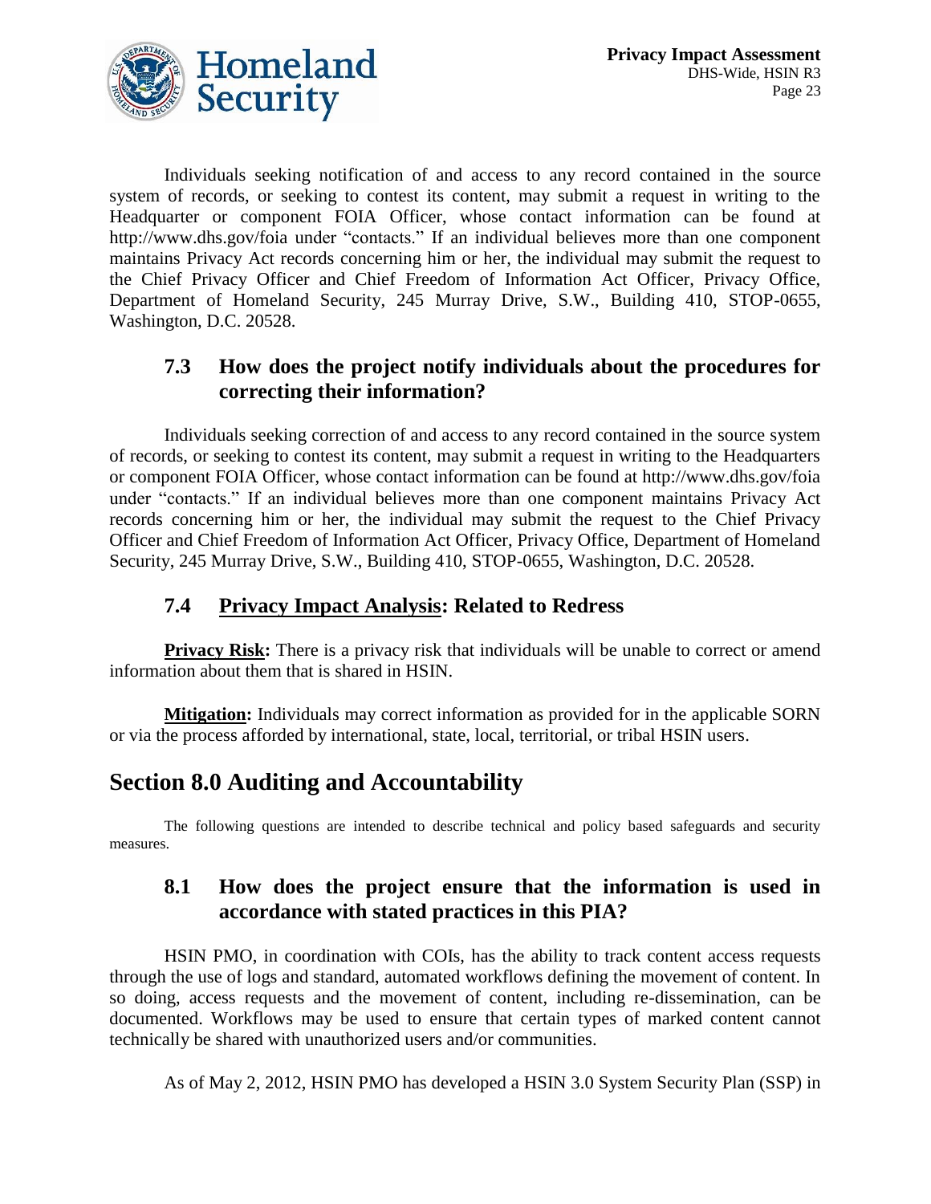Individuals seeking notification of and access to any record contained in the source system of records, or seeking to contest its content, may submit a request in writing to the Headquarter or component FOIA Officer, whose contact information can be found at http://www.dhs.gov/foia under "contacts." If an individual believes more than one component maintains Privacy Act records concerning him or her, the individual may submit the request to the Chief Privacy Officer and Chief Freedom of Information Act Officer, Privacy Office, Department of Homeland Security, 245 Murray Drive, S.W., Building 410, STOP-0655, Washington, D.C. 20528.

### 7.3 How does the project notify individuals about the procedures for correcting their information?

Individuals seeking correction of and access to any record contained in the source system of records, or seeking to contest its content, may submit a request in writing to the Headquarters or component FOIA Officer, whose contact information can be found at http://www.dhs.gov/foia under "contacts." If an individual believes more than one component maintains Privacy Act records concerning him or her, the individual may submit the request to the Chief Privacy Officer and Chief Freedom of Information Act Officer, Privacy Office, Department of Homeland Security, 245 Murray Drive, S.W., Building 410, STOP-0655, Washington, D.C. 20528.

### 7.4 Privacy Impact Analysis: Related to Redress

**Privacy Risk:** There is a privacy risk that individuals will be unable to correct or amend information about them that is shared in HSIN.

**Mitigation:** Individuals may correct information as provided for in the applicable SORN or via the process afforded by international, state, local, territorial, or tribal HSIN users.

## Section 8.0 Auditing and Accountability

The following questions are intended to describe technical and policy based safeguards and security measures.

### 8.1 How does the project ensure that the information is used in accordance with stated practices in this PIA?

HSIN PMO, in coordination with COIs, has the ability to track content access requests through the use of logs and standard, automated workflows defining the movement of content. In so doing, access requests and the movement of content, including re-dissemination, can be documented. Workflows may be used to ensure that certain types of marked content cannot technically be shared with unauthorized users and/or communities.

As of May 2, 2012, HSIN PMO has developed a HSIN 3.0 System Security Plan (SSP) in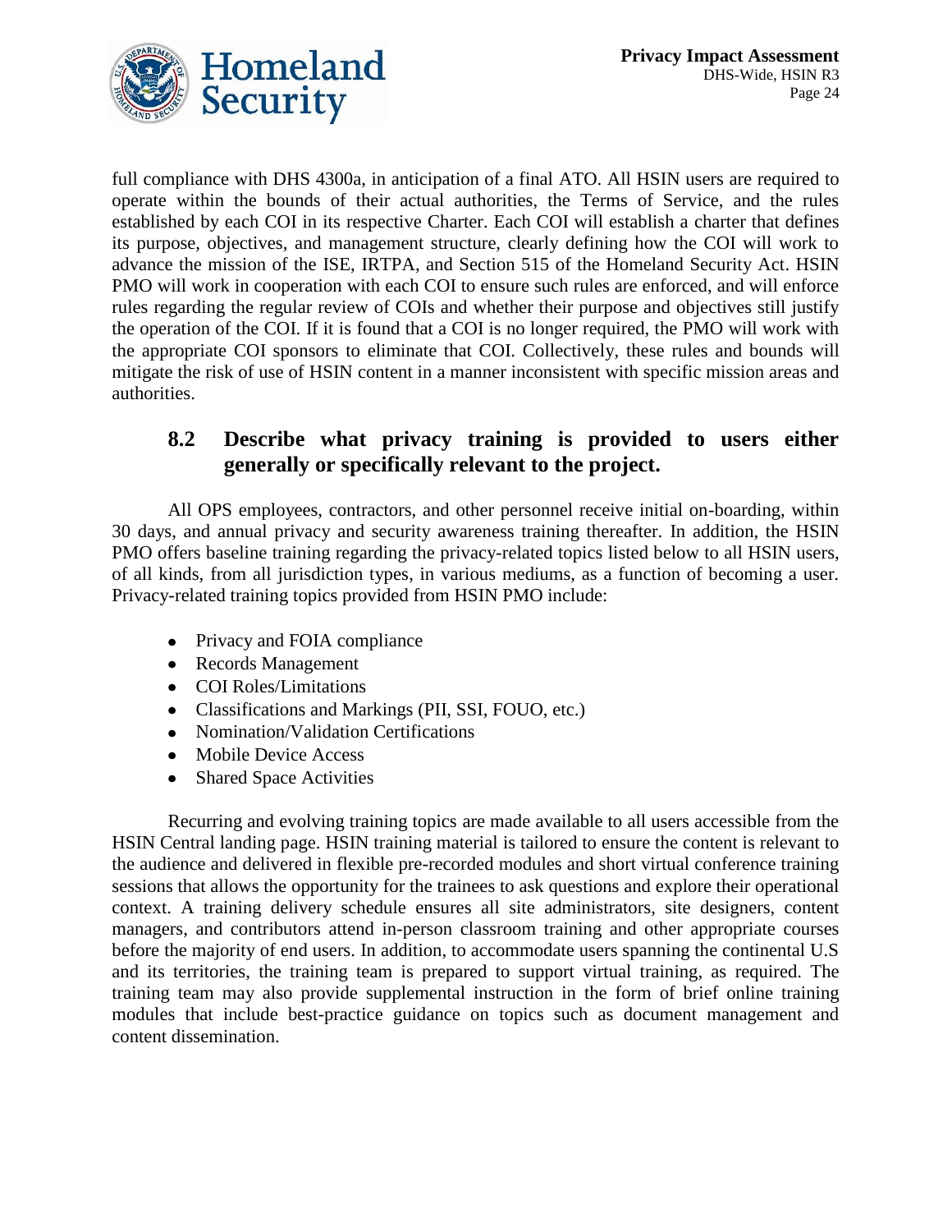full compliance with DHS 4300a, in anticipation of a final ATO. All HSIN users are required to operate within the bounds of their actual authorities, the Terms of Service, and the rules established by each COI in its respective Charter. Each COI will establish a charter that defines its purpose, objectives, and management structure, clearly defining how the COI will work to advance the mission of the ISE, IRTPA, and Section 515 of the Homeland Security Act. HSIN PMO will work in cooperation with each COI to ensure such rules are enforced, and will enforce rules regarding the regular review of COIs and whether their purpose and objectives still justify the operation of the COI. If it is found that a COI is no longer required, the PMO will work with the appropriate COI sponsors to eliminate that COI. Collectively, these rules and bounds will mitigate the risk of use of HSIN content in a manner inconsistent with specific mission areas and authorities.

### 8.2 Describe what privacy training is provided to users either generally or specifically relevant to the project.

All OPS employees, contractors, and other personnel receive initial on-boarding, within 30 days, and annual privacy and security awareness training thereafter. In addition, the HSIN PMO offers baseline training regarding the privacy-related topics listed below to all HSIN users, of all kinds, from all jurisdiction types, in various mediums, as a function of becoming a user. Privacy-related training topics provided from HSIN PMO include:

- Privacy and FOIA compliance
- Records Management
- COI Roles/Limitations
- Classifications and Markings (PII, SSI, FOUO, etc.)
- Nomination/Validation Certifications
- Mobile Device Access
- Shared Space Activities

Recurring and evolving training topics are made available to all users accessible from the HSIN Central landing page. HSIN training material is tailored to ensure the content is relevant to the audience and delivered in flexible pre-recorded modules and short virtual conference training sessions that allows the opportunity for the trainees to ask questions and explore their operational context. A training delivery schedule ensures all site administrators, site designers, content managers, and contributors attend in-person classroom training and other appropriate courses before the majority of end users. In addition, to accommodate users spanning the continental U.S and its territories, the training team is prepared to support virtual training, as required. The training team may also provide supplemental instruction in the form of brief online training modules that include best-practice guidance on topics such as document management and content dissemination.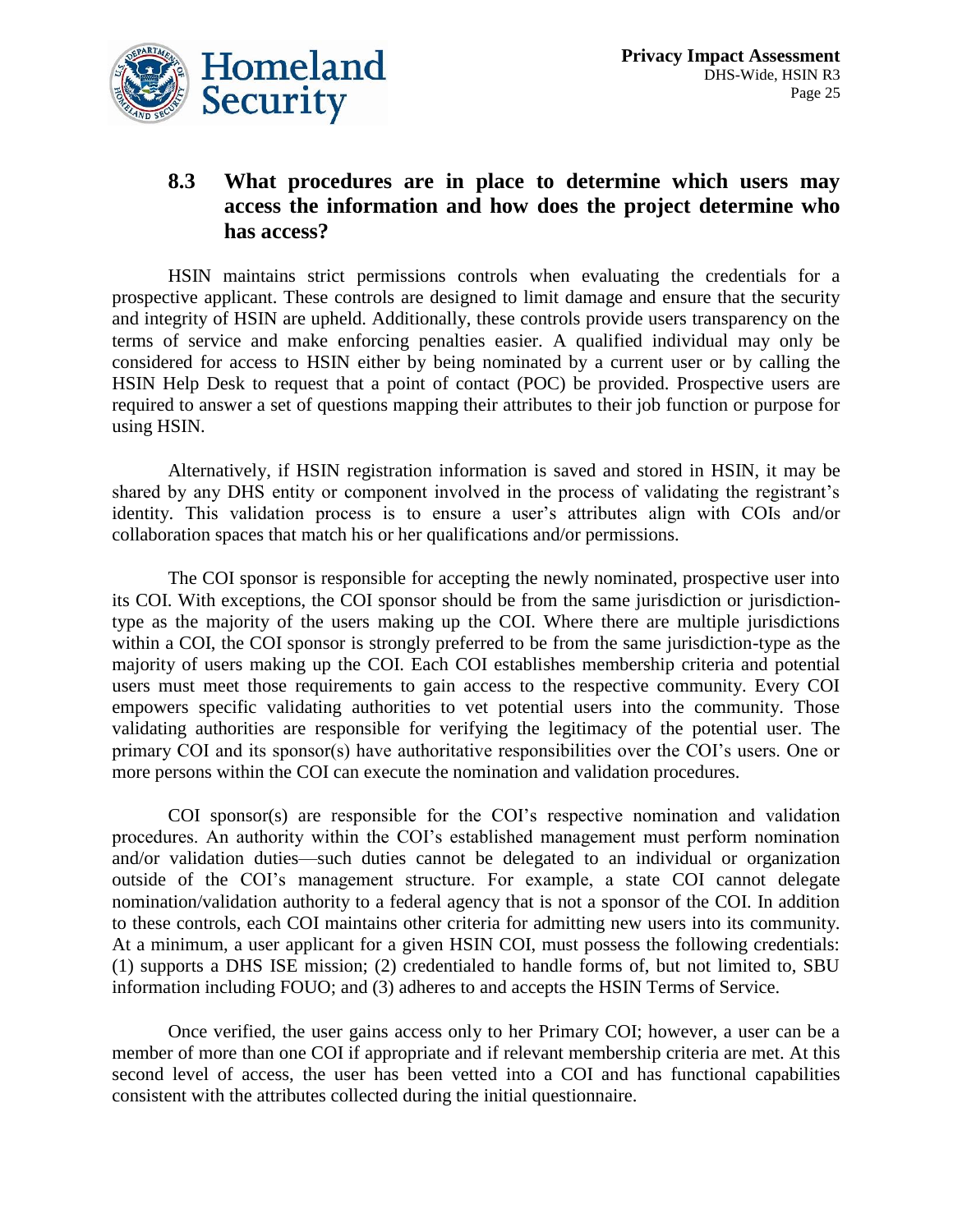### 8.3 What procedures are in place to determine which users may access the information and how does the project determine who has access?

HSIN maintains strict permissions controls when evaluating the credentials for a prospective applicant. These controls are designed to limit damage and ensure that the security and integrity of HSIN are upheld. Additionally, these controls provide users transparency on the terms of service and make enforcing penalties easier. A qualified individual may only be considered for access to HSIN either by being nominated by a current user or by calling the HSIN Help Desk to request that a point of contact (POC) be provided. Prospective users are required to answer a set of questions mapping their attributes to their job function or purpose for using HSIN.

Alternatively, if HSIN registration information is saved and stored in HSIN, it may be shared by any DHS entity or component involved in the process of validating the registrant's identity. This validation process is to ensure a user's attributes align with COIs and/or collaboration spaces that match his or her qualifications and/or permissions.

The COI sponsor is responsible for accepting the newly nominated, prospective user into its COI. With exceptions, the COI sponsor should be from the same jurisdiction or jurisdiction-type as the majority of the users making up the COI. Where there are multiple jurisdictions within a COI, the COI sponsor is strongly preferred to be from the same jurisdiction-type as the majority of users making up the COI. Each COI establishes membership criteria and potential users must meet those requirements to gain access to the respective community. Every COI empowers specific validating authorities to vet potential users into the community. Those validating authorities are responsible for verifying the legitimacy of the potential user. The primary COI and its sponsor(s) have authoritative responsibilities over the COI's users. One or more persons within the COI can execute the nomination and validation procedures.

COI sponsor(s) are responsible for the COI's respective nomination and validation procedures. An authority within the COI's established management must perform nomination and/or validation duties—such duties cannot be delegated to an individual or organization outside of the COI's management structure. For example, a state COI cannot delegate nomination/validation authority to a federal agency that is not a sponsor of the COI. In addition to these controls, each COI maintains other criteria for admitting new users into its community. At a minimum, a user applicant for a given HSIN COI, must possess the following credentials: (1) supports a DHS ISE mission; (2) credentialed to handle forms of, but not limited to, SBU information including FOUO; and (3) adheres to and accepts the HSIN Terms of Service.

Once verified, the user gains access only to her Primary COI; however, a user can be a member of more than one COI if appropriate and if relevant membership criteria are met. At this second level of access, the user has been vetted into a COI and has functional capabilities consistent with the attributes collected during the initial questionnaire.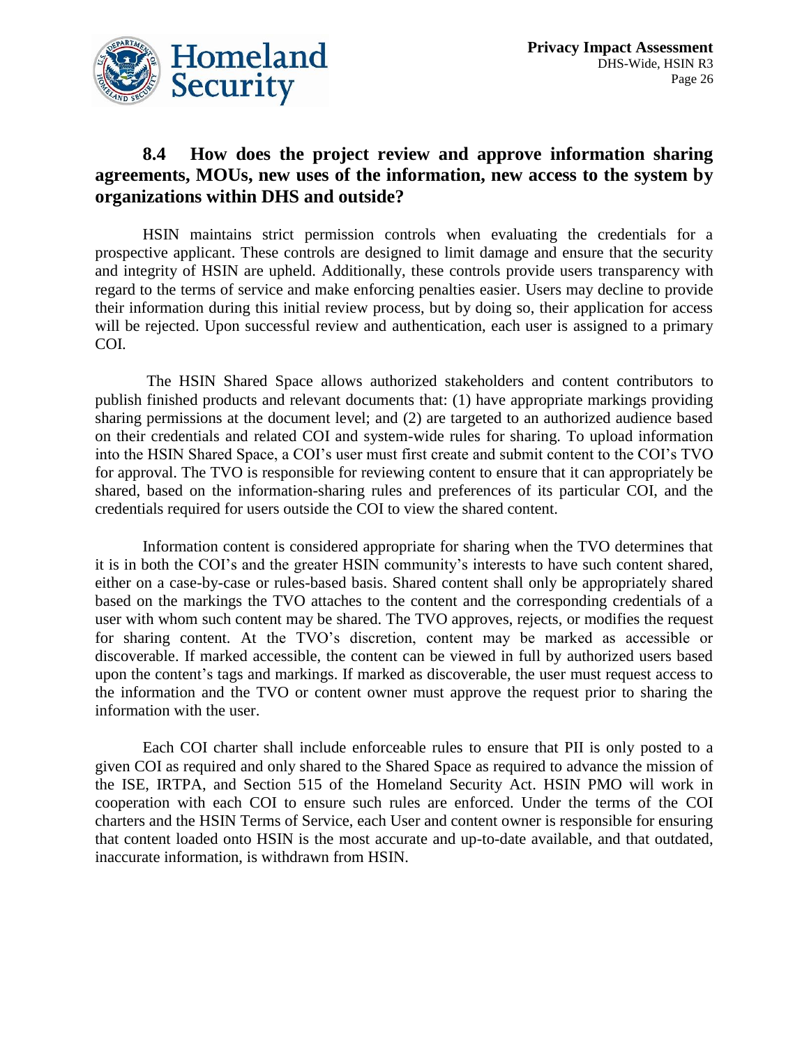### 8.4 How does the project review and approve information sharing agreements, MOUs, new uses of the information, new access to the system by organizations within DHS and outside?

HSIN maintains strict permission controls when evaluating the credentials for a prospective applicant. These controls are designed to limit damage and ensure that the security and integrity of HSIN are upheld. Additionally, these controls provide users transparency with regard to the terms of service and make enforcing penalties easier. Users may decline to provide their information during this initial review process, but by doing so, their application for access will be rejected. Upon successful review and authentication, each user is assigned to a primary COI.

The HSIN Shared Space allows authorized stakeholders and content contributors to publish finished products and relevant documents that: (1) have appropriate markings providing sharing permissions at the document level; and (2) are targeted to an authorized audience based on their credentials and related COI and system-wide rules for sharing. To upload information into the HSIN Shared Space, a COI's user must first create and submit content to the COI's TVO for approval. The TVO is responsible for reviewing content to ensure that it can appropriately be shared, based on the information-sharing rules and preferences of its particular COI, and the credentials required for users outside the COI to view the shared content.

Information content is considered appropriate for sharing when the TVO determines that it is in both the COI's and the greater HSIN community's interests to have such content shared, either on a case-by-case or rules-based basis. Shared content shall only be appropriately shared based on the markings the TVO attaches to the content and the corresponding credentials of a user with whom such content may be shared. The TVO approves, rejects, or modifies the request for sharing content. At the TVO's discretion, content may be marked as accessible or discoverable. If marked accessible, the content can be viewed in full by authorized users based upon the content's tags and markings. If marked as discoverable, the user must request access to the information and the TVO or content owner must approve the request prior to sharing the information with the user.

Each COI charter shall include enforceable rules to ensure that PII is only posted to a given COI as required and only shared to the Shared Space as required to advance the mission of the ISE, IRTPA, and Section 515 of the Homeland Security Act. HSIN PMO will work in cooperation with each COI to ensure such rules are enforced. Under the terms of the COI charters and the HSIN Terms of Service, each User and content owner is responsible for ensuring that content loaded onto HSIN is the most accurate and up-to-date available, and that outdated, inaccurate information, is withdrawn from HSIN.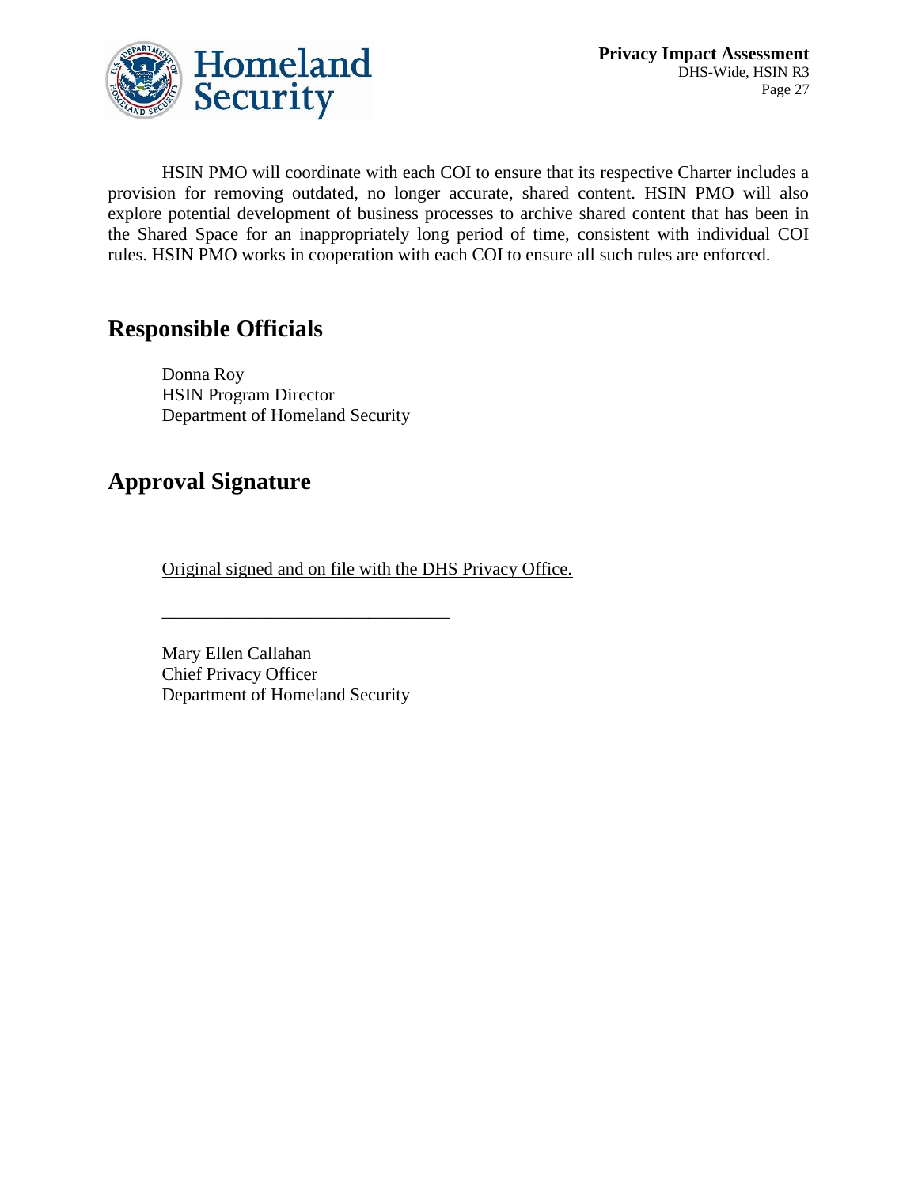HSIN PMO will coordinate with each COI to ensure that its respective Charter includes a provision for removing outdated, no longer accurate, shared content. HSIN PMO will also explore potential development of business processes to archive shared content that has been in the Shared Space for an inappropriately long period of time, consistent with individual COI rules. HSIN PMO works in cooperation with each COI to ensure all such rules are enforced.

## Responsible Officials

Donna Roy
HSIN Program Director
Department of Homeland Security

## Approval Signature

Original signed and on file with the DHS Privacy Office.

________________________________

Mary Ellen Callahan
Chief Privacy Officer
Department of Homeland Security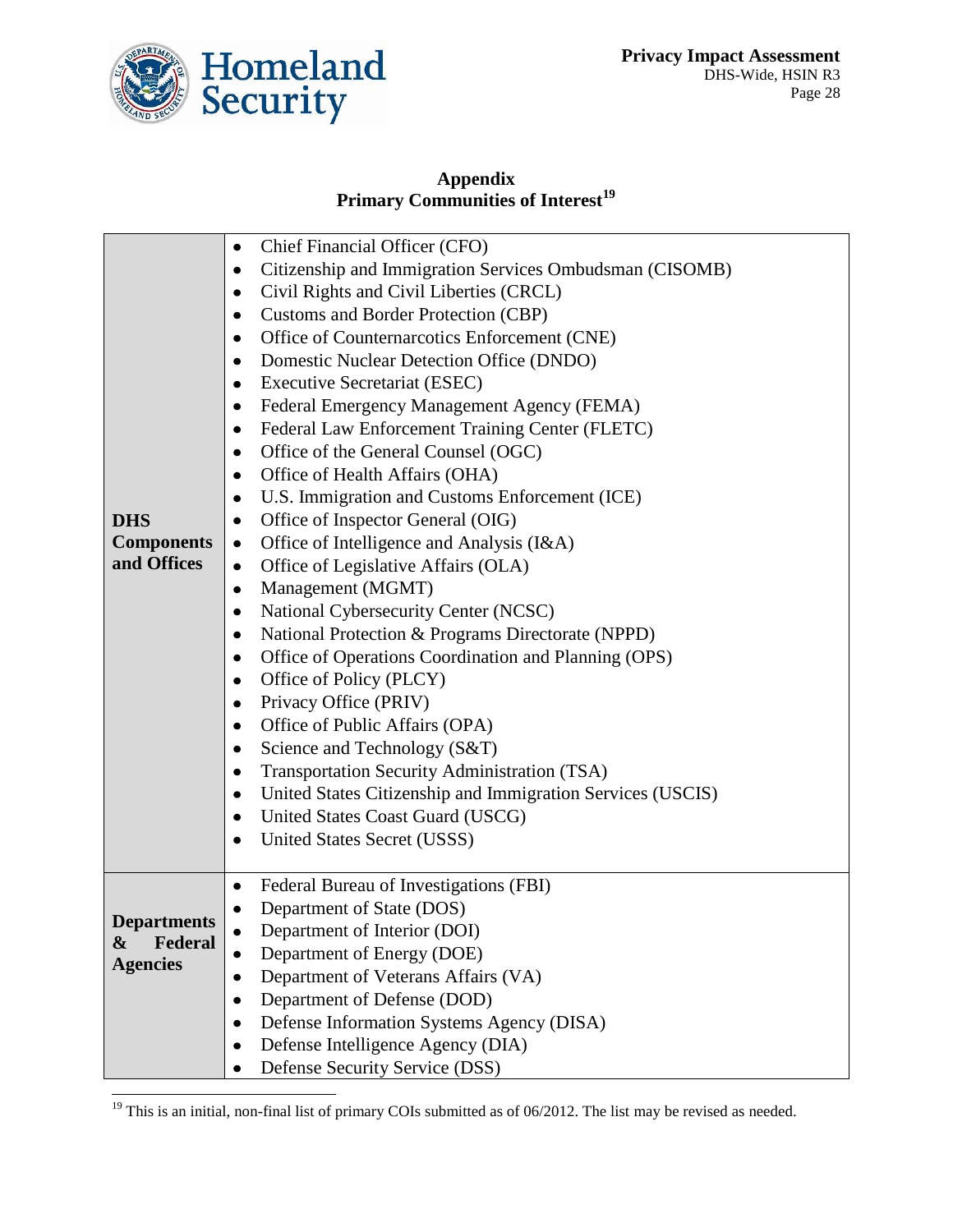## Appendix
## Primary Communities of Interest[19]

| | |
|---|---|
| **DHS Components and Offices** | • Chief Financial Officer (CFO)<br>• Citizenship and Immigration Services Ombudsman (CISOMB)<br>• Civil Rights and Civil Liberties (CRCL)<br>• Customs and Border Protection (CBP)<br>• Office of Counternarcotics Enforcement (CNE)<br>• Domestic Nuclear Detection Office (DNDO)<br>• Executive Secretariat (ESEC)<br>• Federal Emergency Management Agency (FEMA)<br>• Federal Law Enforcement Training Center (FLETC)<br>• Office of the General Counsel (OGC)<br>• Office of Health Affairs (OHA)<br>• U.S. Immigration and Customs Enforcement (ICE)<br>• Office of Inspector General (OIG)<br>• Office of Intelligence and Analysis (I&A)<br>• Office of Legislative Affairs (OLA)<br>• Management (MGMT)<br>• National Cybersecurity Center (NCSC)<br>• National Protection & Programs Directorate (NPPD)<br>• Office of Operations Coordination and Planning (OPS)<br>• Office of Policy (PLCY)<br>• Privacy Office (PRIV)<br>• Office of Public Affairs (OPA)<br>• Science and Technology (S&T)<br>• Transportation Security Administration (TSA)<br>• United States Citizenship and Immigration Services (USCIS)<br>• United States Coast Guard (USCG)<br>• United States Secret (USSS) |
| **Departments & Federal Agencies** | • Federal Bureau of Investigations (FBI)<br>• Department of State (DOS)<br>• Department of Interior (DOI)<br>• Department of Energy (DOE)<br>• Department of Veterans Affairs (VA)<br>• Department of Defense (DOD)<br>• Defense Information Systems Agency (DISA)<br>• Defense Intelligence Agency (DIA)<br>• Defense Security Service (DSS) |

[19] This is an initial, non-final list of primary COIs submitted as of 06/2012. The list may be revised as needed.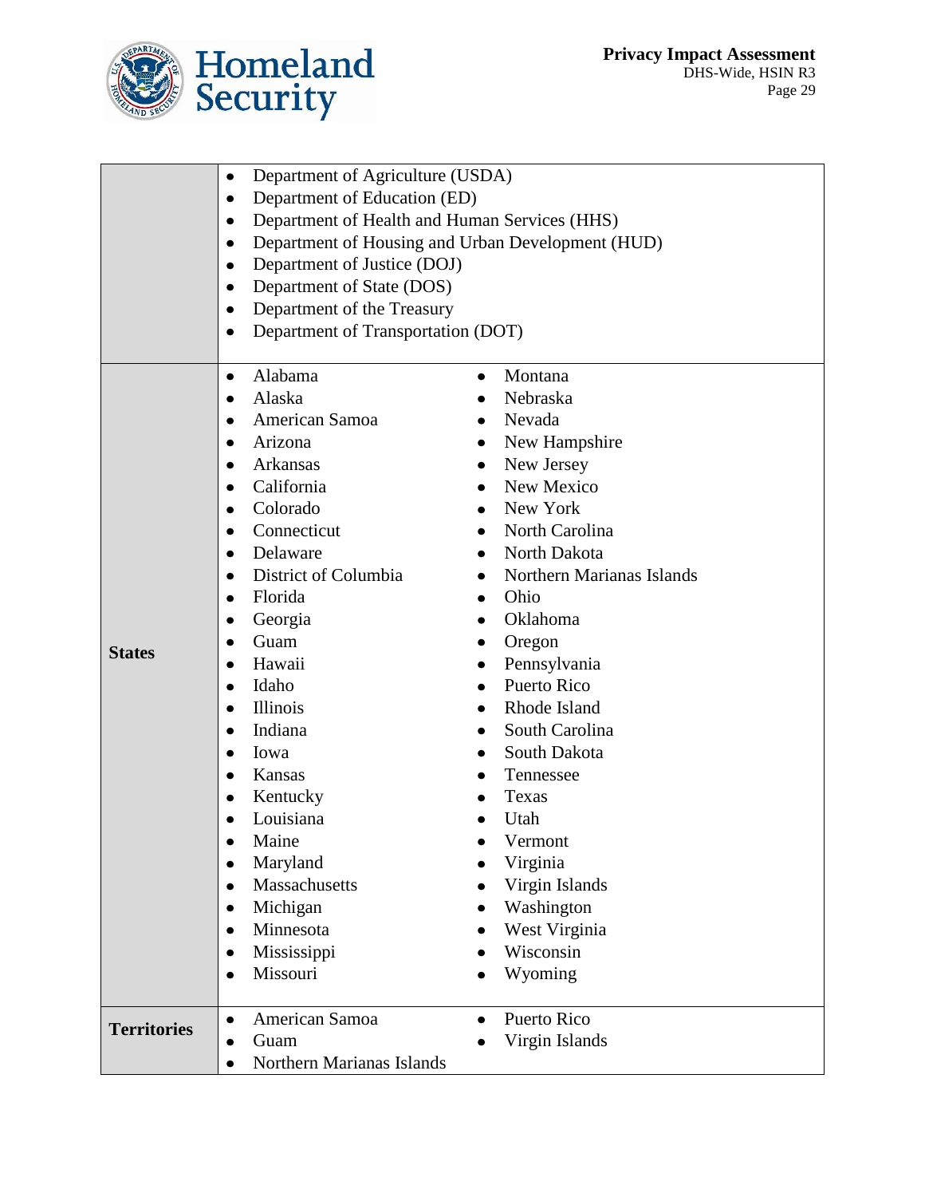| | |
|---|---|
| | • Department of Agriculture (USDA)<br>• Department of Education (ED)<br>• Department of Health and Human Services (HHS)<br>• Department of Housing and Urban Development (HUD)<br>• Department of Justice (DOJ)<br>• Department of State (DOS)<br>• Department of the Treasury<br>• Department of Transportation (DOT) |
| **States** | • Alabama<br>• Alaska<br>• American Samoa<br>• Arizona<br>• Arkansas<br>• California<br>• Colorado<br>• Connecticut<br>• Delaware<br>• District of Columbia<br>• Florida<br>• Georgia<br>• Guam<br>• Hawaii<br>• Idaho<br>• Illinois<br>• Indiana<br>• Iowa<br>• Kansas<br>• Kentucky<br>• Louisiana<br>• Maine<br>• Maryland<br>• Massachusetts<br>• Michigan<br>• Minnesota<br>• Mississippi<br>• Missouri<br>• Montana<br>• Nebraska<br>• Nevada<br>• New Hampshire<br>• New Jersey<br>• New Mexico<br>• New York<br>• North Carolina<br>• North Dakota<br>• Northern Marianas Islands<br>• Ohio<br>• Oklahoma<br>• Oregon<br>• Pennsylvania<br>• Puerto Rico<br>• Rhode Island<br>• South Carolina<br>• South Dakota<br>• Tennessee<br>• Texas<br>• Utah<br>• Vermont<br>• Virginia<br>• Virgin Islands<br>• Washington<br>• West Virginia<br>• Wisconsin<br>• Wyoming |
| **Territories** | • American Samoa<br>• Guam<br>• Northern Marianas Islands<br>• Puerto Rico<br>• Virgin Islands |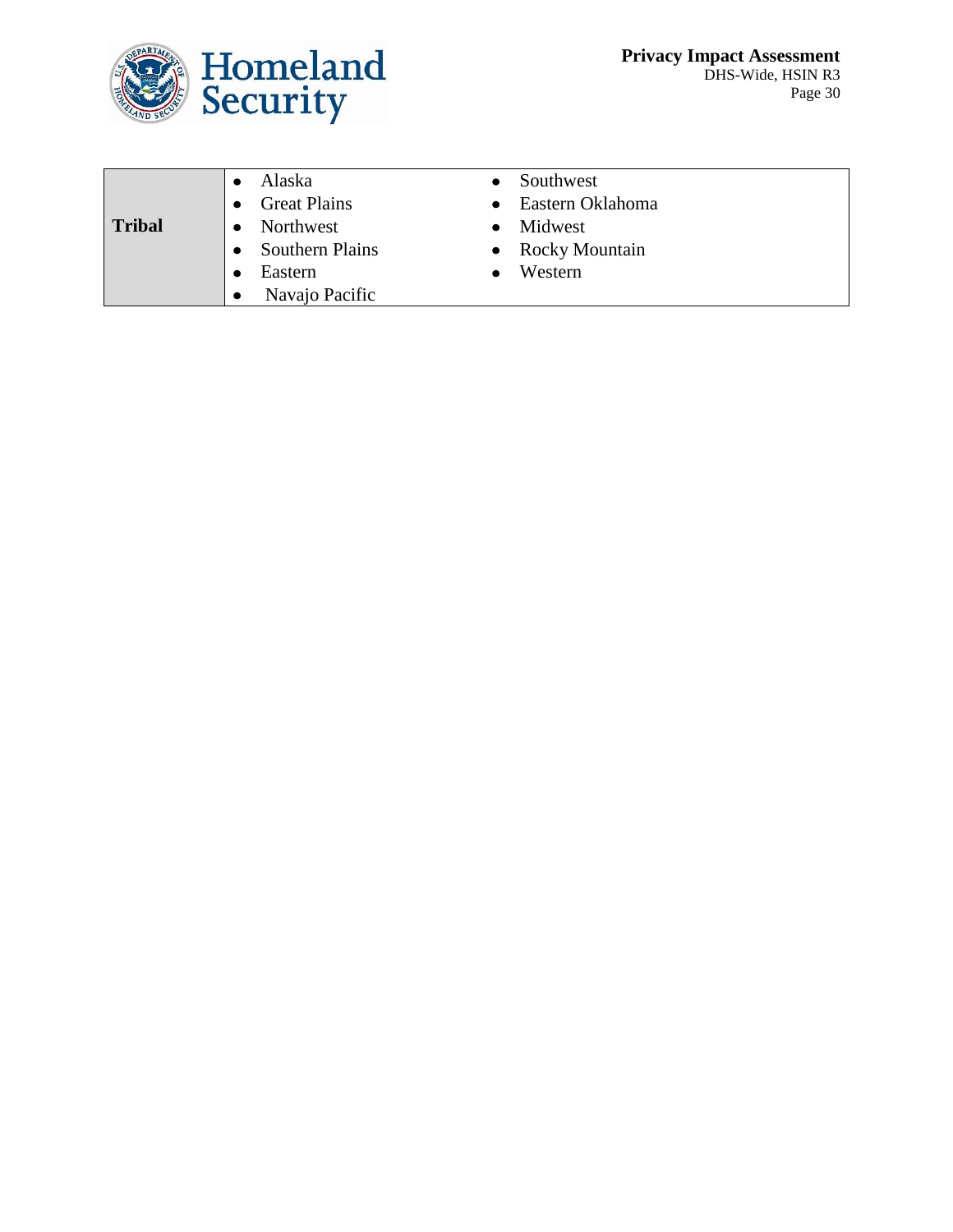| | | |
|---|---|---|
| **Tribal** | • Alaska<br>• Great Plains<br>• Northwest<br>• Southern Plains<br>• Eastern<br>• Navajo Pacific | • Southwest<br>• Eastern Oklahoma<br>• Midwest<br>• Rocky Mountain<br>• Western |